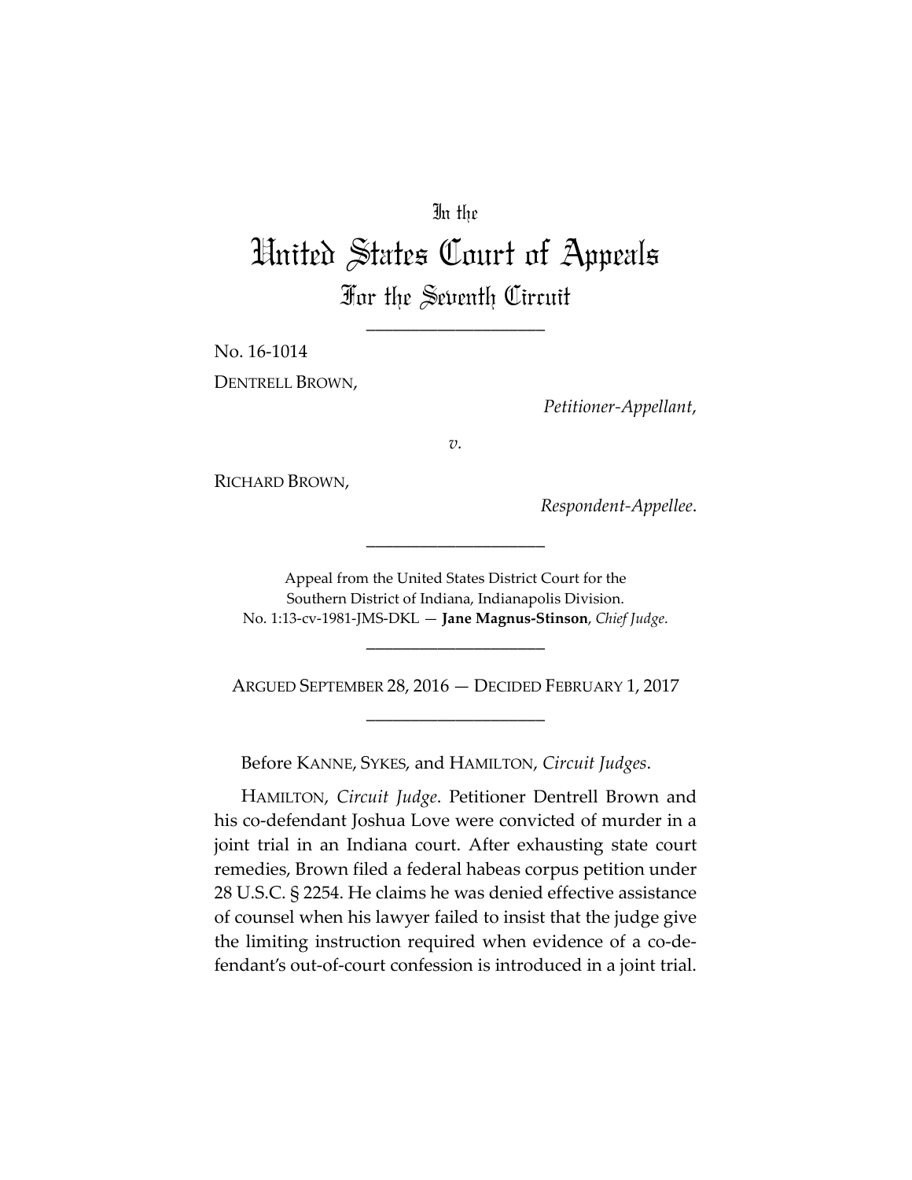In the

# United States Court of Appeals

## For the Seventh Circuit

____________________

No. 16-1014

DENTRELL BROWN,

*Petitioner-Appellant*,

*v.*

RICHARD BROWN,

*Respondent-Appellee*.

____________________

Appeal from the United States District Court for the Southern District of Indiana, Indianapolis Division.
No. 1:13-cv-1981-JMS-DKL — **Jane Magnus-Stinson**, *Chief Judge*.

____________________

ARGUED SEPTEMBER 28, 2016 — DECIDED FEBRUARY 1, 2017

____________________

Before KANNE, SYKES, and HAMILTON, *Circuit Judges*.

HAMILTON, *Circuit Judge*. Petitioner Dentrell Brown and his co-defendant Joshua Love were convicted of murder in a joint trial in an Indiana court. After exhausting state court remedies, Brown filed a federal habeas corpus petition under 28 U.S.C. § 2254. He claims he was denied effective assistance of counsel when his lawyer failed to insist that the judge give the limiting instruction required when evidence of a co-defendant's out-of-court confession is introduced in a joint trial.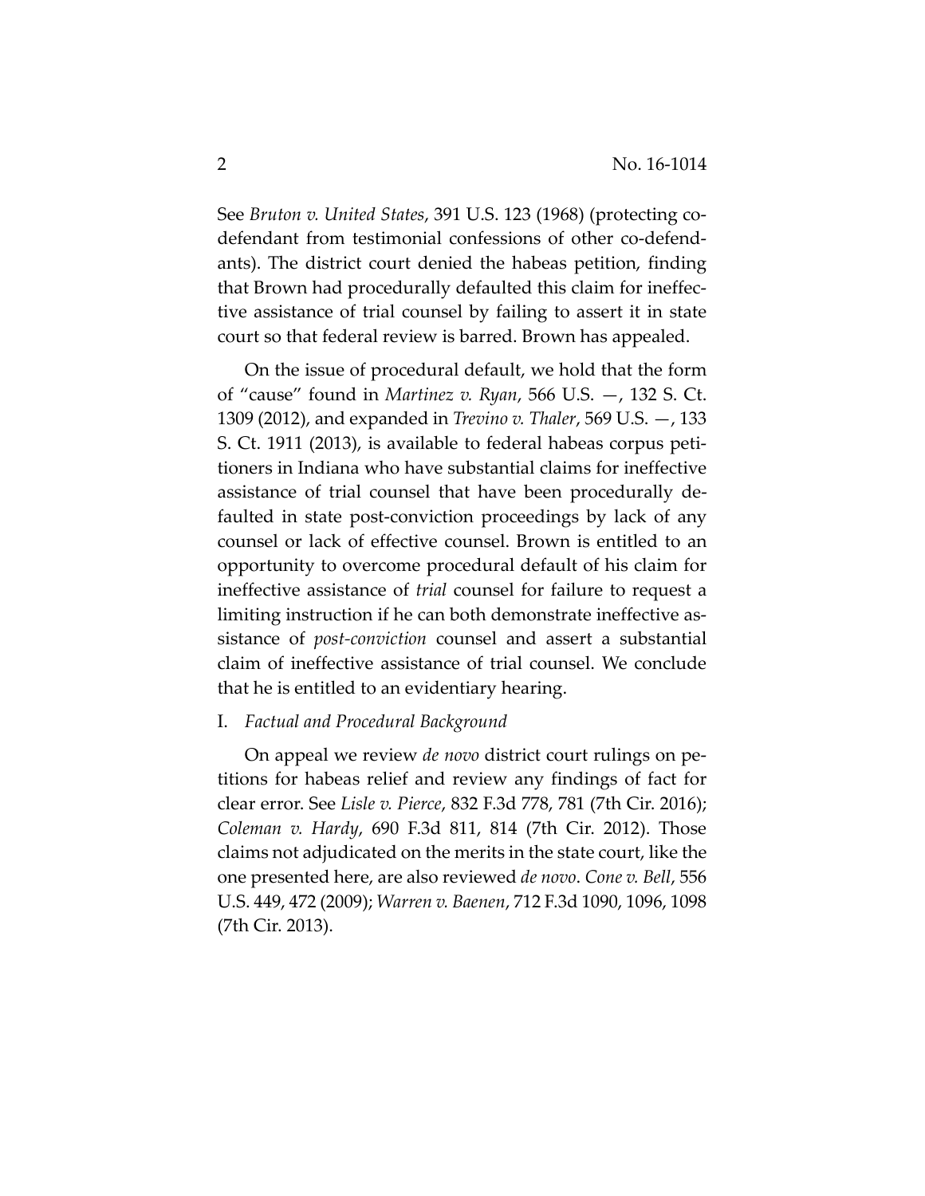See *Bruton v. United States*, 391 U.S. 123 (1968) (protecting co-defendant from testimonial confessions of other co-defendants). The district court denied the habeas petition, finding that Brown had procedurally defaulted this claim for ineffective assistance of trial counsel by failing to assert it in state court so that federal review is barred. Brown has appealed.

On the issue of procedural default, we hold that the form of "cause" found in *Martinez v. Ryan*, 566 U.S. —, 132 S. Ct. 1309 (2012), and expanded in *Trevino v. Thaler*, 569 U.S. —, 133 S. Ct. 1911 (2013), is available to federal habeas corpus petitioners in Indiana who have substantial claims for ineffective assistance of trial counsel that have been procedurally defaulted in state post-conviction proceedings by lack of any counsel or lack of effective counsel. Brown is entitled to an opportunity to overcome procedural default of his claim for ineffective assistance of *trial* counsel for failure to request a limiting instruction if he can both demonstrate ineffective assistance of *post-conviction* counsel and assert a substantial claim of ineffective assistance of trial counsel. We conclude that he is entitled to an evidentiary hearing.

## I. *Factual and Procedural Background*

On appeal we review *de novo* district court rulings on petitions for habeas relief and review any findings of fact for clear error. See *Lisle v. Pierce*, 832 F.3d 778, 781 (7th Cir. 2016); *Coleman v. Hardy*, 690 F.3d 811, 814 (7th Cir. 2012). Those claims not adjudicated on the merits in the state court, like the one presented here, are also reviewed *de novo*. *Cone v. Bell*, 556 U.S. 449, 472 (2009); *Warren v. Baenen*, 712 F.3d 1090, 1096, 1098 (7th Cir. 2013).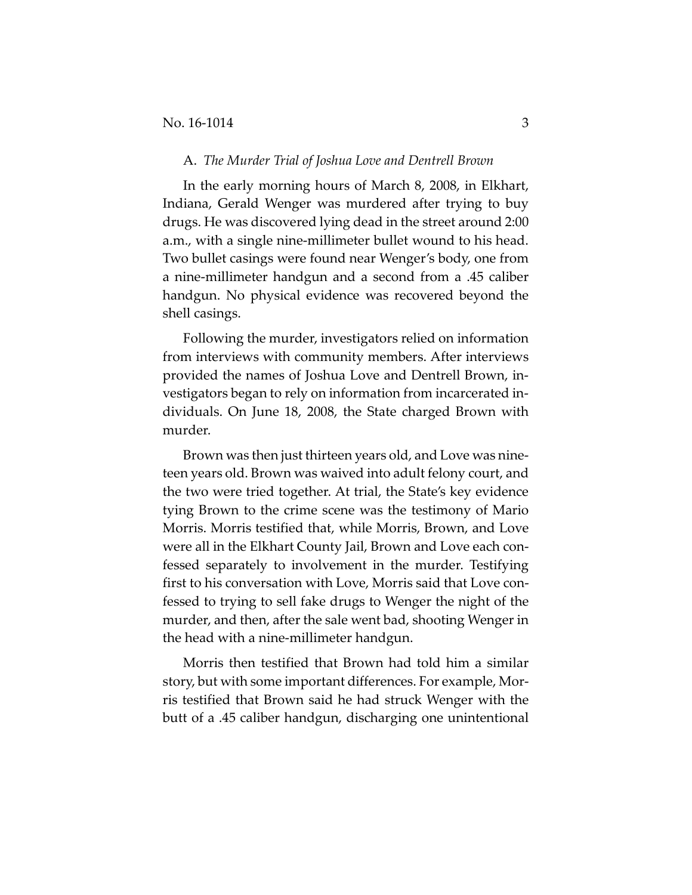## A. *The Murder Trial of Joshua Love and Dentrell Brown*

In the early morning hours of March 8, 2008, in Elkhart, Indiana, Gerald Wenger was murdered after trying to buy drugs. He was discovered lying dead in the street around 2:00 a.m., with a single nine-millimeter bullet wound to his head. Two bullet casings were found near Wenger's body, one from a nine-millimeter handgun and a second from a .45 caliber handgun. No physical evidence was recovered beyond the shell casings.

Following the murder, investigators relied on information from interviews with community members. After interviews provided the names of Joshua Love and Dentrell Brown, investigators began to rely on information from incarcerated individuals. On June 18, 2008, the State charged Brown with murder.

Brown was then just thirteen years old, and Love was nineteen years old. Brown was waived into adult felony court, and the two were tried together. At trial, the State's key evidence tying Brown to the crime scene was the testimony of Mario Morris. Morris testified that, while Morris, Brown, and Love were all in the Elkhart County Jail, Brown and Love each confessed separately to involvement in the murder. Testifying first to his conversation with Love, Morris said that Love confessed to trying to sell fake drugs to Wenger the night of the murder, and then, after the sale went bad, shooting Wenger in the head with a nine-millimeter handgun.

Morris then testified that Brown had told him a similar story, but with some important differences. For example, Morris testified that Brown said he had struck Wenger with the butt of a .45 caliber handgun, discharging one unintentional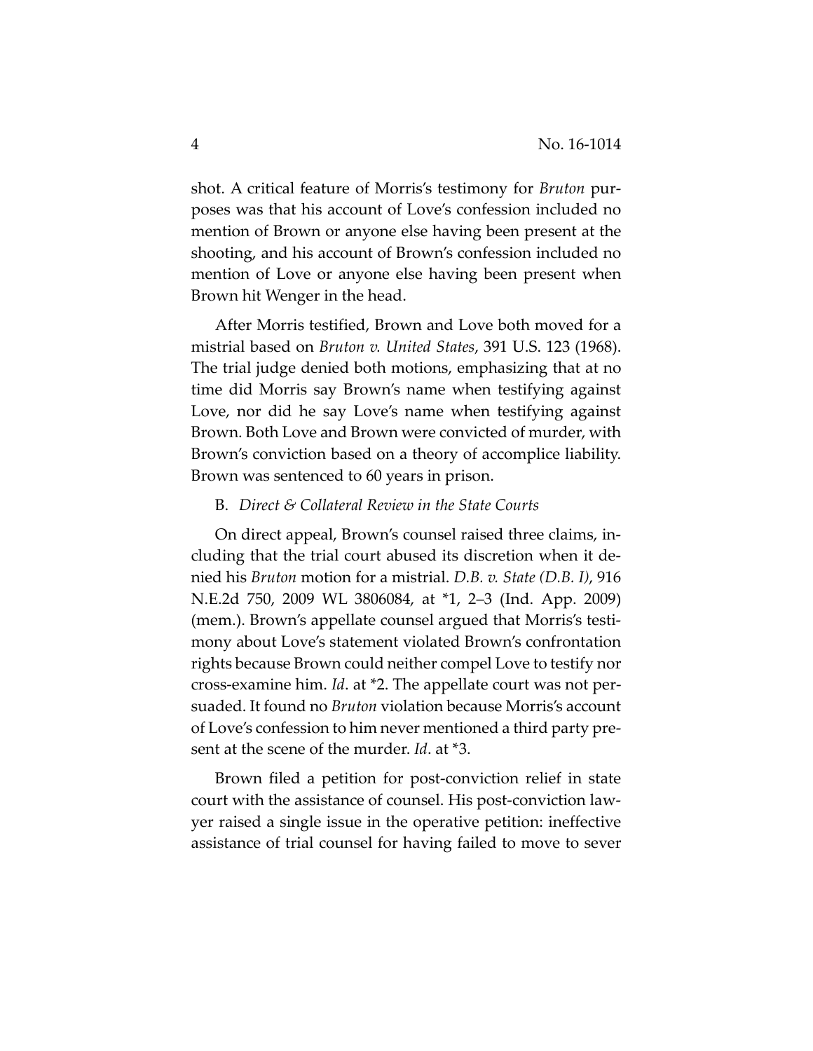shot. A critical feature of Morris's testimony for *Bruton* purposes was that his account of Love's confession included no mention of Brown or anyone else having been present at the shooting, and his account of Brown's confession included no mention of Love or anyone else having been present when Brown hit Wenger in the head.

After Morris testified, Brown and Love both moved for a mistrial based on *Bruton v. United States*, 391 U.S. 123 (1968). The trial judge denied both motions, emphasizing that at no time did Morris say Brown's name when testifying against Love, nor did he say Love's name when testifying against Brown. Both Love and Brown were convicted of murder, with Brown's conviction based on a theory of accomplice liability. Brown was sentenced to 60 years in prison.

B. *Direct & Collateral Review in the State Courts*

On direct appeal, Brown's counsel raised three claims, including that the trial court abused its discretion when it denied his *Bruton* motion for a mistrial. *D.B. v. State (D.B. I)*, 916 N.E.2d 750, 2009 WL 3806084, at *1, 2–3 (Ind. App. 2009) (mem.). Brown's appellate counsel argued that Morris's testimony about Love's statement violated Brown's confrontation rights because Brown could neither compel Love to testify nor cross-examine him. *Id*. at *2. The appellate court was not persuaded. It found no *Bruton* violation because Morris's account of Love's confession to him never mentioned a third party present at the scene of the murder. *Id*. at *3.

Brown filed a petition for post-conviction relief in state court with the assistance of counsel. His post-conviction lawyer raised a single issue in the operative petition: ineffective assistance of trial counsel for having failed to move to sever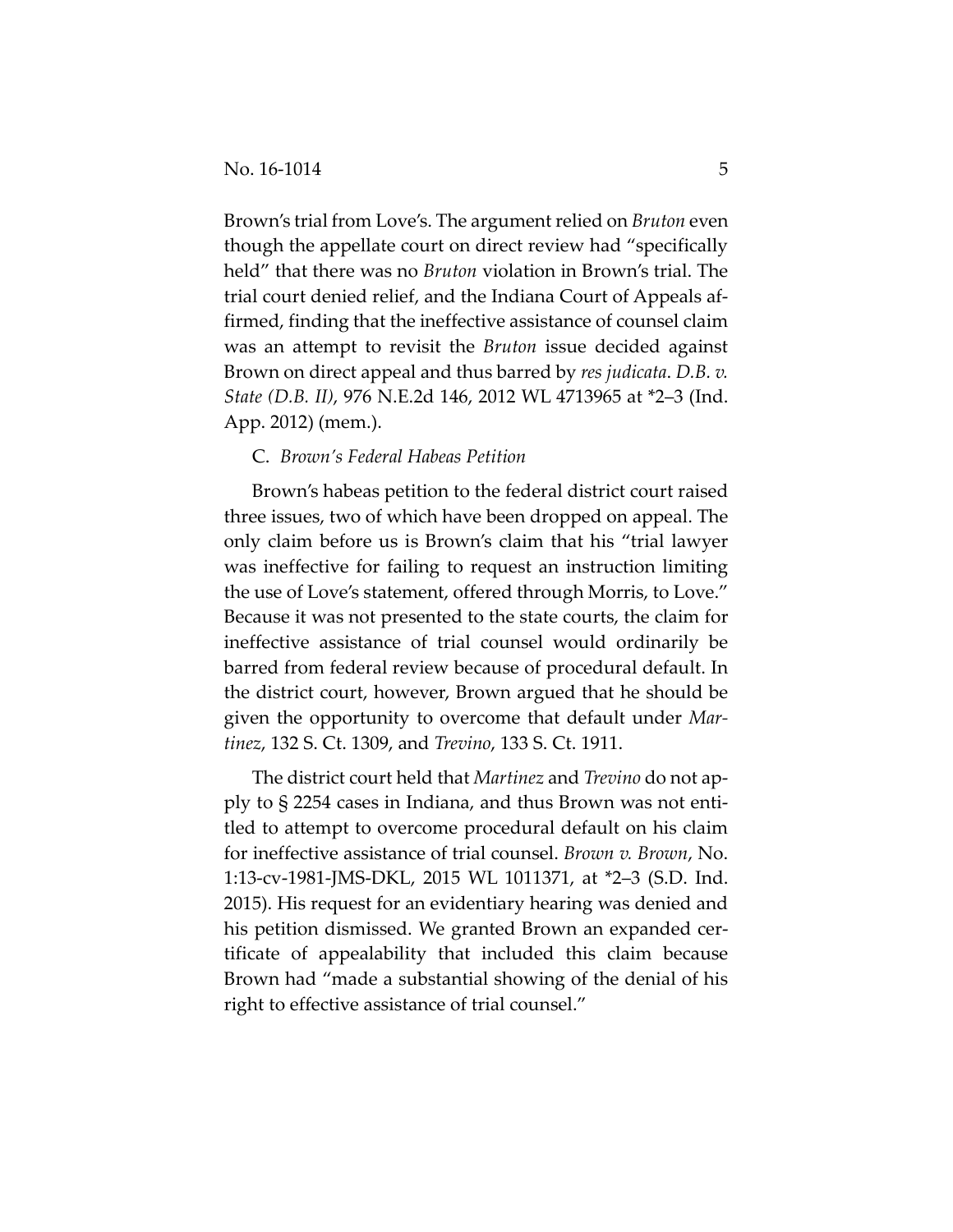Brown's trial from Love's. The argument relied on *Bruton* even though the appellate court on direct review had "specifically held" that there was no *Bruton* violation in Brown's trial. The trial court denied relief, and the Indiana Court of Appeals affirmed, finding that the ineffective assistance of counsel claim was an attempt to revisit the *Bruton* issue decided against Brown on direct appeal and thus barred by *res judicata*. *D.B. v. State (D.B. II)*, 976 N.E.2d 146, 2012 WL 4713965 at *2–3 (Ind. App. 2012) (mem.).

C. *Brown's Federal Habeas Petition*

Brown's habeas petition to the federal district court raised three issues, two of which have been dropped on appeal. The only claim before us is Brown's claim that his "trial lawyer was ineffective for failing to request an instruction limiting the use of Love's statement, offered through Morris, to Love." Because it was not presented to the state courts, the claim for ineffective assistance of trial counsel would ordinarily be barred from federal review because of procedural default. In the district court, however, Brown argued that he should be given the opportunity to overcome that default under *Martinez*, 132 S. Ct. 1309, and *Trevino*, 133 S. Ct. 1911.

The district court held that *Martinez* and *Trevino* do not apply to § 2254 cases in Indiana, and thus Brown was not entitled to attempt to overcome procedural default on his claim for ineffective assistance of trial counsel. *Brown v. Brown*, No. 1:13-cv-1981-JMS-DKL, 2015 WL 1011371, at *2–3 (S.D. Ind. 2015). His request for an evidentiary hearing was denied and his petition dismissed. We granted Brown an expanded certificate of appealability that included this claim because Brown had "made a substantial showing of the denial of his right to effective assistance of trial counsel."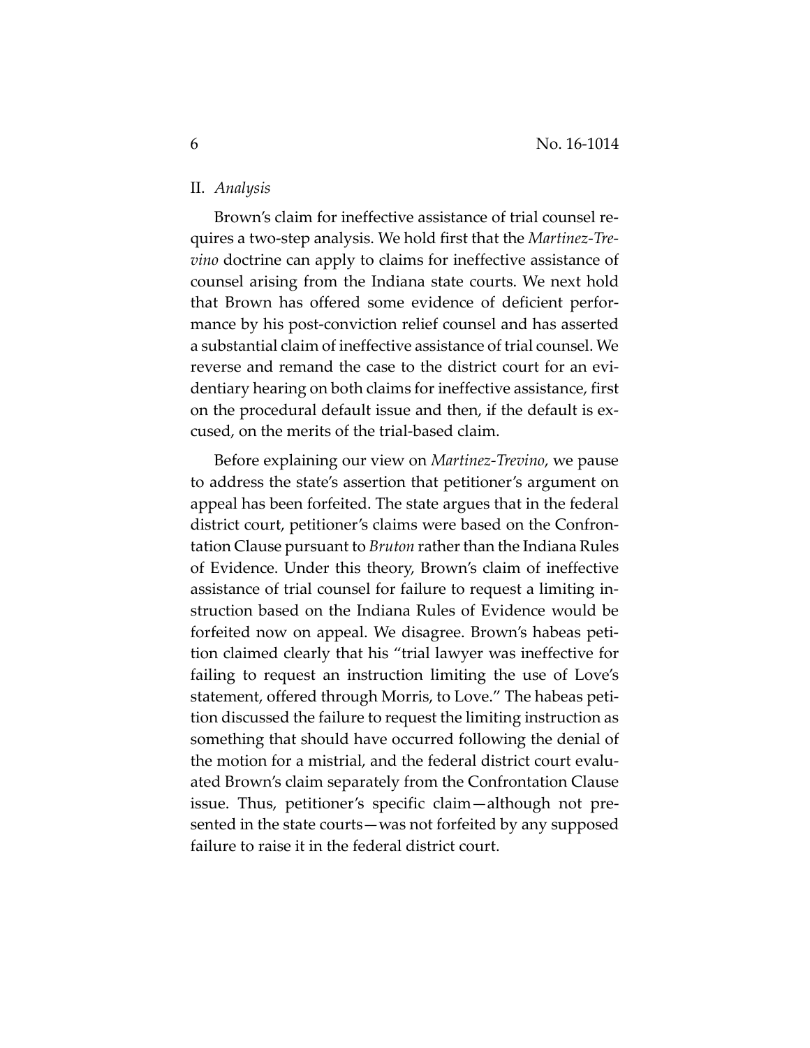## II. *Analysis*

Brown's claim for ineffective assistance of trial counsel requires a two-step analysis. We hold first that the *Martinez-Trevino* doctrine can apply to claims for ineffective assistance of counsel arising from the Indiana state courts. We next hold that Brown has offered some evidence of deficient performance by his post-conviction relief counsel and has asserted a substantial claim of ineffective assistance of trial counsel. We reverse and remand the case to the district court for an evidentiary hearing on both claims for ineffective assistance, first on the procedural default issue and then, if the default is excused, on the merits of the trial-based claim.

Before explaining our view on *Martinez-Trevino*, we pause to address the state's assertion that petitioner's argument on appeal has been forfeited. The state argues that in the federal district court, petitioner's claims were based on the Confrontation Clause pursuant to *Bruton* rather than the Indiana Rules of Evidence. Under this theory, Brown's claim of ineffective assistance of trial counsel for failure to request a limiting instruction based on the Indiana Rules of Evidence would be forfeited now on appeal. We disagree. Brown's habeas petition claimed clearly that his "trial lawyer was ineffective for failing to request an instruction limiting the use of Love's statement, offered through Morris, to Love." The habeas petition discussed the failure to request the limiting instruction as something that should have occurred following the denial of the motion for a mistrial, and the federal district court evaluated Brown's claim separately from the Confrontation Clause issue. Thus, petitioner's specific claim—although not presented in the state courts—was not forfeited by any supposed failure to raise it in the federal district court.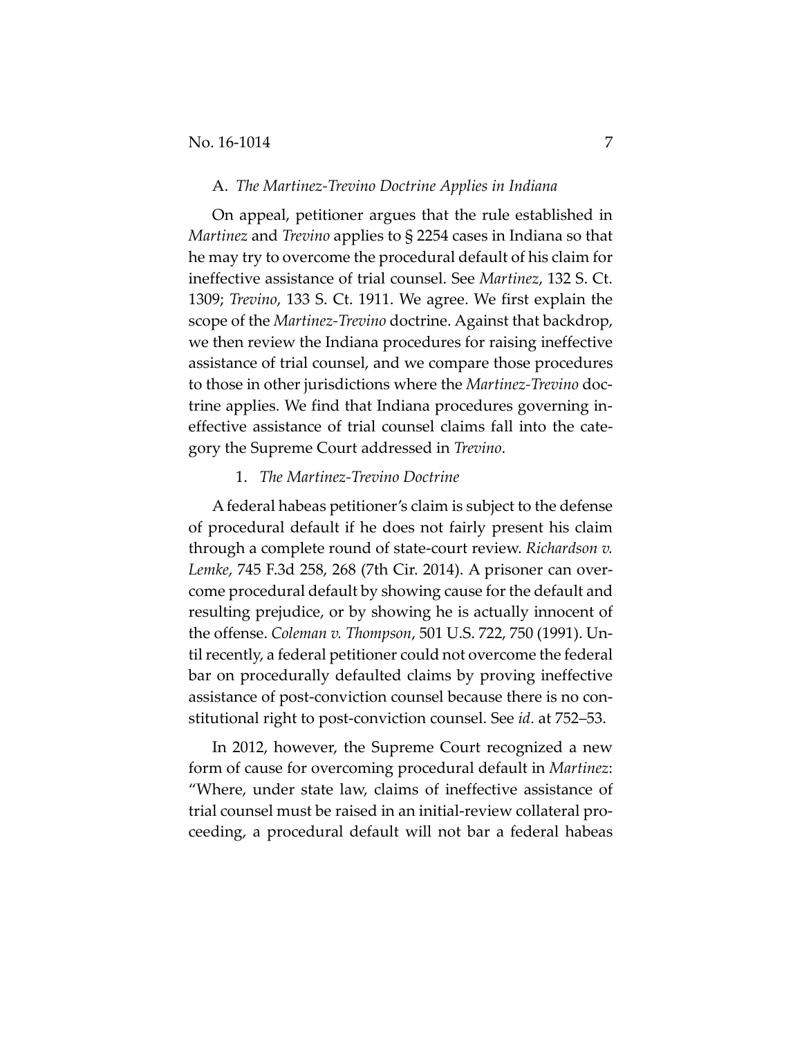### A. *The Martinez-Trevino Doctrine Applies in Indiana*

On appeal, petitioner argues that the rule established in *Martinez* and *Trevino* applies to § 2254 cases in Indiana so that he may try to overcome the procedural default of his claim for ineffective assistance of trial counsel. See *Martinez*, 132 S. Ct. 1309; *Trevino*, 133 S. Ct. 1911. We agree. We first explain the scope of the *Martinez-Trevino* doctrine. Against that backdrop, we then review the Indiana procedures for raising ineffective assistance of trial counsel, and we compare those procedures to those in other jurisdictions where the *Martinez-Trevino* doctrine applies. We find that Indiana procedures governing ineffective assistance of trial counsel claims fall into the category the Supreme Court addressed in *Trevino*.

#### 1. *The Martinez-Trevino Doctrine*

A federal habeas petitioner's claim is subject to the defense of procedural default if he does not fairly present his claim through a complete round of state-court review. *Richardson v. Lemke*, 745 F.3d 258, 268 (7th Cir. 2014). A prisoner can overcome procedural default by showing cause for the default and resulting prejudice, or by showing he is actually innocent of the offense. *Coleman v. Thompson*, 501 U.S. 722, 750 (1991). Until recently, a federal petitioner could not overcome the federal bar on procedurally defaulted claims by proving ineffective assistance of post-conviction counsel because there is no constitutional right to post-conviction counsel. See *id*. at 752–53.

In 2012, however, the Supreme Court recognized a new form of cause for overcoming procedural default in *Martinez*: "Where, under state law, claims of ineffective assistance of trial counsel must be raised in an initial-review collateral proceeding, a procedural default will not bar a federal habeas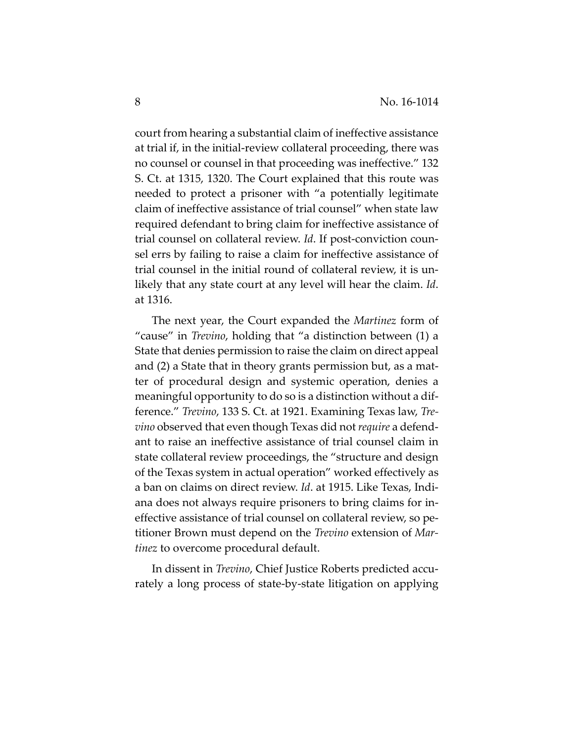court from hearing a substantial claim of ineffective assistance at trial if, in the initial-review collateral proceeding, there was no counsel or counsel in that proceeding was ineffective." 132 S. Ct. at 1315, 1320. The Court explained that this route was needed to protect a prisoner with "a potentially legitimate claim of ineffective assistance of trial counsel" when state law required defendant to bring claim for ineffective assistance of trial counsel on collateral review. *Id*. If post-conviction counsel errs by failing to raise a claim for ineffective assistance of trial counsel in the initial round of collateral review, it is unlikely that any state court at any level will hear the claim. *Id*. at 1316.

The next year, the Court expanded the *Martinez* form of "cause" in *Trevino*, holding that "a distinction between (1) a State that denies permission to raise the claim on direct appeal and (2) a State that in theory grants permission but, as a matter of procedural design and systemic operation, denies a meaningful opportunity to do so is a distinction without a difference." *Trevino*, 133 S. Ct. at 1921. Examining Texas law, *Trevino* observed that even though Texas did not *require* a defendant to raise an ineffective assistance of trial counsel claim in state collateral review proceedings, the "structure and design of the Texas system in actual operation" worked effectively as a ban on claims on direct review. *Id*. at 1915. Like Texas, Indiana does not always require prisoners to bring claims for ineffective assistance of trial counsel on collateral review, so petitioner Brown must depend on the *Trevino* extension of *Martinez* to overcome procedural default.

In dissent in *Trevino*, Chief Justice Roberts predicted accurately a long process of state-by-state litigation on applying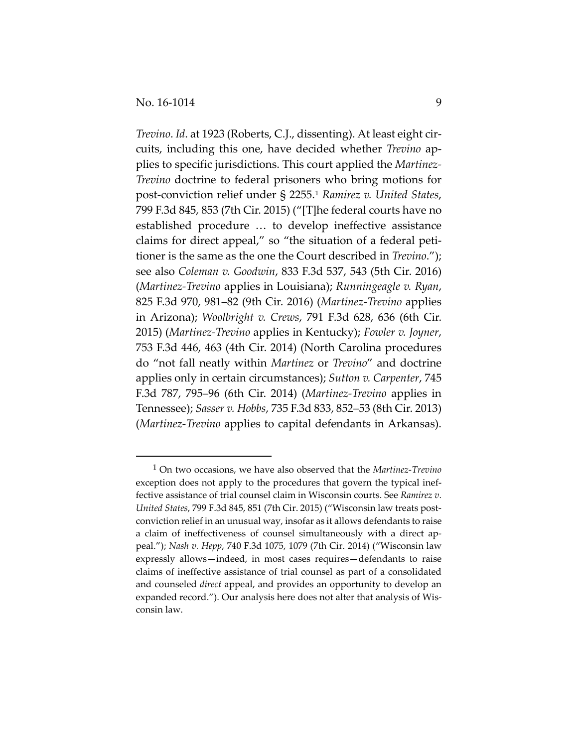*Trevino*. *Id*. at 1923 (Roberts, C.J., dissenting). At least eight circuits, including this one, have decided whether *Trevino* applies to specific jurisdictions. This court applied the *Martinez-Trevino* doctrine to federal prisoners who bring motions for post-conviction relief under § 2255.[1] *Ramirez v. United States*, 799 F.3d 845, 853 (7th Cir. 2015) ("[T]he federal courts have no established procedure … to develop ineffective assistance claims for direct appeal," so "the situation of a federal petitioner is the same as the one the Court described in *Trevino*."); see also *Coleman v. Goodwin*, 833 F.3d 537, 543 (5th Cir. 2016) (*Martinez-Trevino* applies in Louisiana); *Runningeagle v. Ryan*, 825 F.3d 970, 981–82 (9th Cir. 2016) (*Martinez-Trevino* applies in Arizona); *Woolbright v. Crews*, 791 F.3d 628, 636 (6th Cir. 2015) (*Martinez-Trevino* applies in Kentucky); *Fowler v. Joyner*, 753 F.3d 446, 463 (4th Cir. 2014) (North Carolina procedures do "not fall neatly within *Martinez* or *Trevino*" and doctrine applies only in certain circumstances); *Sutton v. Carpenter*, 745 F.3d 787, 795–96 (6th Cir. 2014) (*Martinez-Trevino* applies in Tennessee); *Sasser v. Hobbs*, 735 F.3d 833, 852–53 (8th Cir. 2013) (*Martinez-Trevino* applies to capital defendants in Arkansas).

[1] On two occasions, we have also observed that the *Martinez-Trevino* exception does not apply to the procedures that govern the typical ineffective assistance of trial counsel claim in Wisconsin courts. See *Ramirez v. United States*, 799 F.3d 845, 851 (7th Cir. 2015) ("Wisconsin law treats post-conviction relief in an unusual way, insofar as it allows defendants to raise a claim of ineffectiveness of counsel simultaneously with a direct appeal."); *Nash v. Hepp*, 740 F.3d 1075, 1079 (7th Cir. 2014) ("Wisconsin law expressly allows—indeed, in most cases requires—defendants to raise claims of ineffective assistance of trial counsel as part of a consolidated and counseled *direct* appeal, and provides an opportunity to develop an expanded record."). Our analysis here does not alter that analysis of Wisconsin law.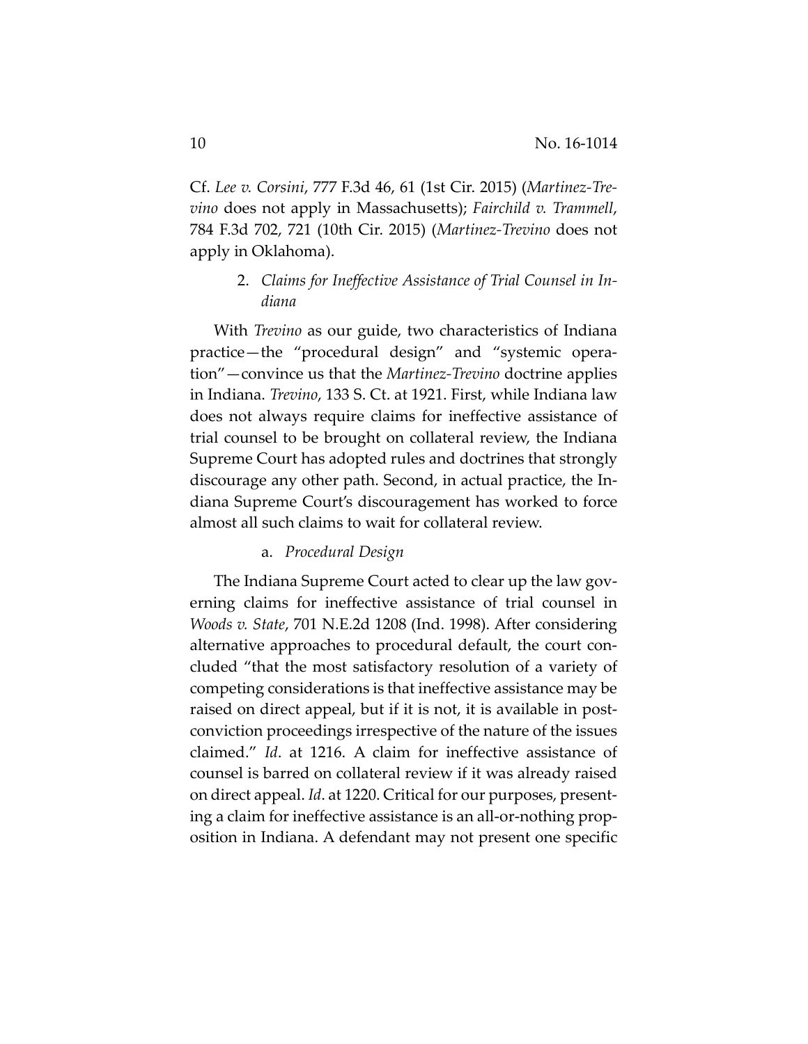Cf. *Lee v. Corsini*, 777 F.3d 46, 61 (1st Cir. 2015) (*Martinez-Trevino* does not apply in Massachusetts); *Fairchild v. Trammell*, 784 F.3d 702, 721 (10th Cir. 2015) (*Martinez-Trevino* does not apply in Oklahoma).

### 2. *Claims for Ineffective Assistance of Trial Counsel in Indiana*

With *Trevino* as our guide, two characteristics of Indiana practice—the "procedural design" and "systemic operation"—convince us that the *Martinez-Trevino* doctrine applies in Indiana. *Trevino*, 133 S. Ct. at 1921. First, while Indiana law does not always require claims for ineffective assistance of trial counsel to be brought on collateral review, the Indiana Supreme Court has adopted rules and doctrines that strongly discourage any other path. Second, in actual practice, the Indiana Supreme Court's discouragement has worked to force almost all such claims to wait for collateral review.

#### a. *Procedural Design*

The Indiana Supreme Court acted to clear up the law governing claims for ineffective assistance of trial counsel in *Woods v. State*, 701 N.E.2d 1208 (Ind. 1998). After considering alternative approaches to procedural default, the court concluded "that the most satisfactory resolution of a variety of competing considerations is that ineffective assistance may be raised on direct appeal, but if it is not, it is available in post-conviction proceedings irrespective of the nature of the issues claimed." *Id*. at 1216. A claim for ineffective assistance of counsel is barred on collateral review if it was already raised on direct appeal. *Id*. at 1220. Critical for our purposes, presenting a claim for ineffective assistance is an all-or-nothing proposition in Indiana. A defendant may not present one specific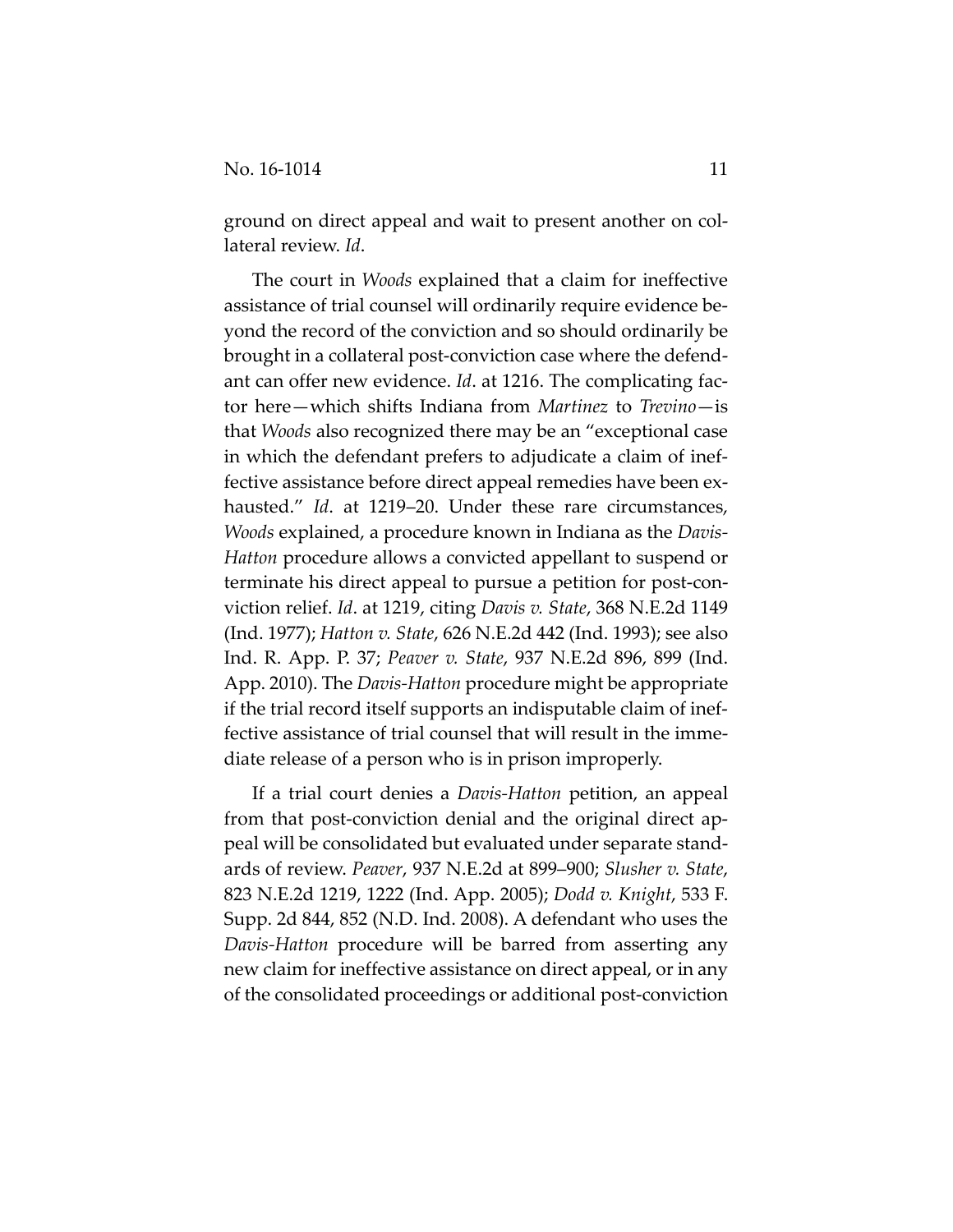ground on direct appeal and wait to present another on collateral review. *Id*.

The court in *Woods* explained that a claim for ineffective assistance of trial counsel will ordinarily require evidence beyond the record of the conviction and so should ordinarily be brought in a collateral post-conviction case where the defendant can offer new evidence. *Id*. at 1216. The complicating factor here—which shifts Indiana from *Martinez* to *Trevino*—is that *Woods* also recognized there may be an "exceptional case in which the defendant prefers to adjudicate a claim of ineffective assistance before direct appeal remedies have been exhausted." *Id*. at 1219–20. Under these rare circumstances, *Woods* explained, a procedure known in Indiana as the *Davis-Hatton* procedure allows a convicted appellant to suspend or terminate his direct appeal to pursue a petition for post-conviction relief. *Id*. at 1219, citing *Davis v. State*, 368 N.E.2d 1149 (Ind. 1977); *Hatton v. State*, 626 N.E.2d 442 (Ind. 1993); see also Ind. R. App. P. 37; *Peaver v. State*, 937 N.E.2d 896, 899 (Ind. App. 2010). The *Davis-Hatton* procedure might be appropriate if the trial record itself supports an indisputable claim of ineffective assistance of trial counsel that will result in the immediate release of a person who is in prison improperly.

If a trial court denies a *Davis-Hatton* petition, an appeal from that post-conviction denial and the original direct appeal will be consolidated but evaluated under separate standards of review. *Peaver*, 937 N.E.2d at 899–900; *Slusher v. State*, 823 N.E.2d 1219, 1222 (Ind. App. 2005); *Dodd v. Knight*, 533 F. Supp. 2d 844, 852 (N.D. Ind. 2008). A defendant who uses the *Davis-Hatton* procedure will be barred from asserting any new claim for ineffective assistance on direct appeal, or in any of the consolidated proceedings or additional post-conviction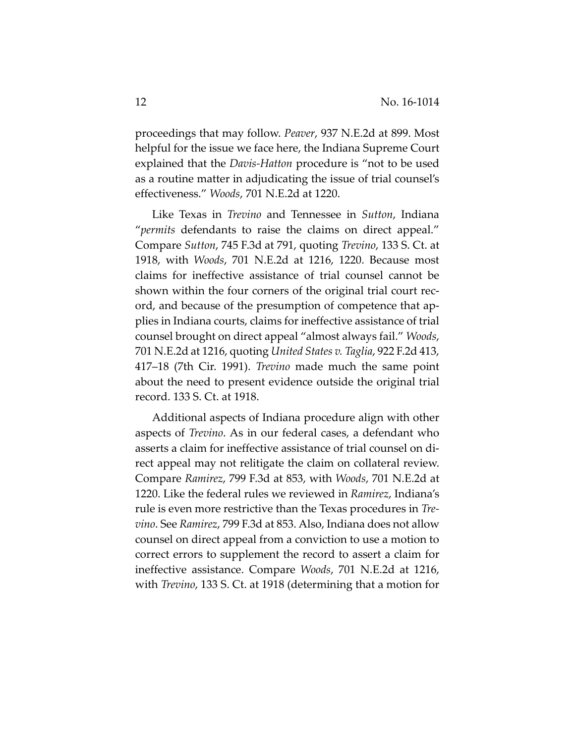proceedings that may follow. *Peaver*, 937 N.E.2d at 899. Most helpful for the issue we face here, the Indiana Supreme Court explained that the *Davis-Hatton* procedure is "not to be used as a routine matter in adjudicating the issue of trial counsel's effectiveness." *Woods*, 701 N.E.2d at 1220.

Like Texas in *Trevino* and Tennessee in *Sutton*, Indiana "*permits* defendants to raise the claims on direct appeal." Compare *Sutton*, 745 F.3d at 791, quoting *Trevino*, 133 S. Ct. at 1918, with *Woods*, 701 N.E.2d at 1216, 1220. Because most claims for ineffective assistance of trial counsel cannot be shown within the four corners of the original trial court record, and because of the presumption of competence that applies in Indiana courts, claims for ineffective assistance of trial counsel brought on direct appeal "almost always fail." *Woods*, 701 N.E.2d at 1216, quoting *United States v. Taglia*, 922 F.2d 413, 417–18 (7th Cir. 1991). *Trevino* made much the same point about the need to present evidence outside the original trial record. 133 S. Ct. at 1918.

Additional aspects of Indiana procedure align with other aspects of *Trevino*. As in our federal cases, a defendant who asserts a claim for ineffective assistance of trial counsel on direct appeal may not relitigate the claim on collateral review. Compare *Ramirez*, 799 F.3d at 853, with *Woods*, 701 N.E.2d at 1220. Like the federal rules we reviewed in *Ramirez*, Indiana's rule is even more restrictive than the Texas procedures in *Trevino*. See *Ramirez*, 799 F.3d at 853. Also, Indiana does not allow counsel on direct appeal from a conviction to use a motion to correct errors to supplement the record to assert a claim for ineffective assistance. Compare *Woods*, 701 N.E.2d at 1216, with *Trevino*, 133 S. Ct. at 1918 (determining that a motion for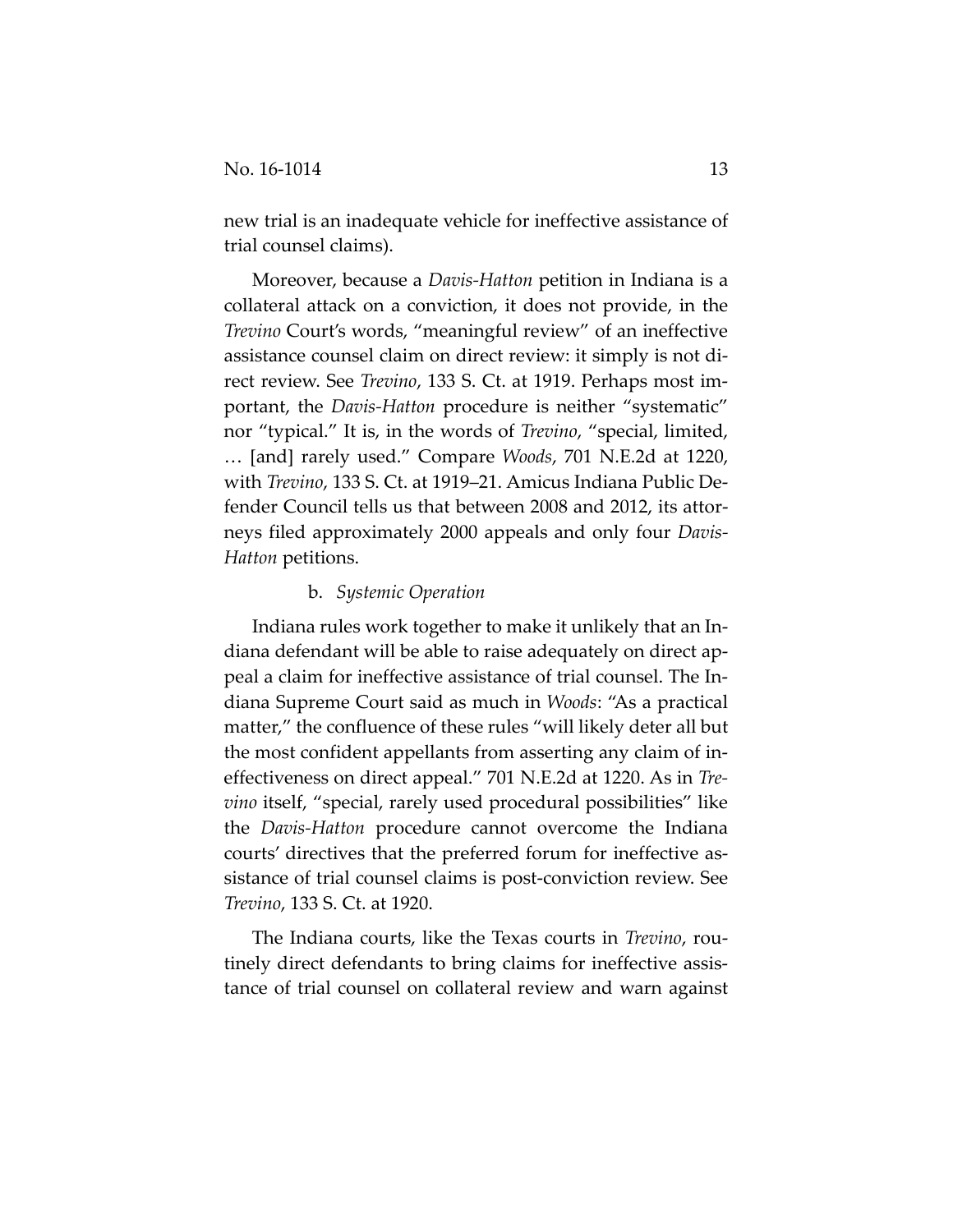new trial is an inadequate vehicle for ineffective assistance of trial counsel claims).

Moreover, because a *Davis-Hatton* petition in Indiana is a collateral attack on a conviction, it does not provide, in the *Trevino* Court's words, "meaningful review" of an ineffective assistance counsel claim on direct review: it simply is not direct review. See *Trevino*, 133 S. Ct. at 1919. Perhaps most important, the *Davis-Hatton* procedure is neither "systematic" nor "typical." It is, in the words of *Trevino*, "special, limited, … [and] rarely used." Compare *Woods*, 701 N.E.2d at 1220, with *Trevino*, 133 S. Ct. at 1919–21. Amicus Indiana Public Defender Council tells us that between 2008 and 2012, its attorneys filed approximately 2000 appeals and only four *Davis-Hatton* petitions.

b. *Systemic Operation*

Indiana rules work together to make it unlikely that an Indiana defendant will be able to raise adequately on direct appeal a claim for ineffective assistance of trial counsel. The Indiana Supreme Court said as much in *Woods*: "As a practical matter," the confluence of these rules "will likely deter all but the most confident appellants from asserting any claim of ineffectiveness on direct appeal." 701 N.E.2d at 1220. As in *Trevino* itself, "special, rarely used procedural possibilities" like the *Davis-Hatton* procedure cannot overcome the Indiana courts' directives that the preferred forum for ineffective assistance of trial counsel claims is post-conviction review. See *Trevino*, 133 S. Ct. at 1920.

The Indiana courts, like the Texas courts in *Trevino*, routinely direct defendants to bring claims for ineffective assistance of trial counsel on collateral review and warn against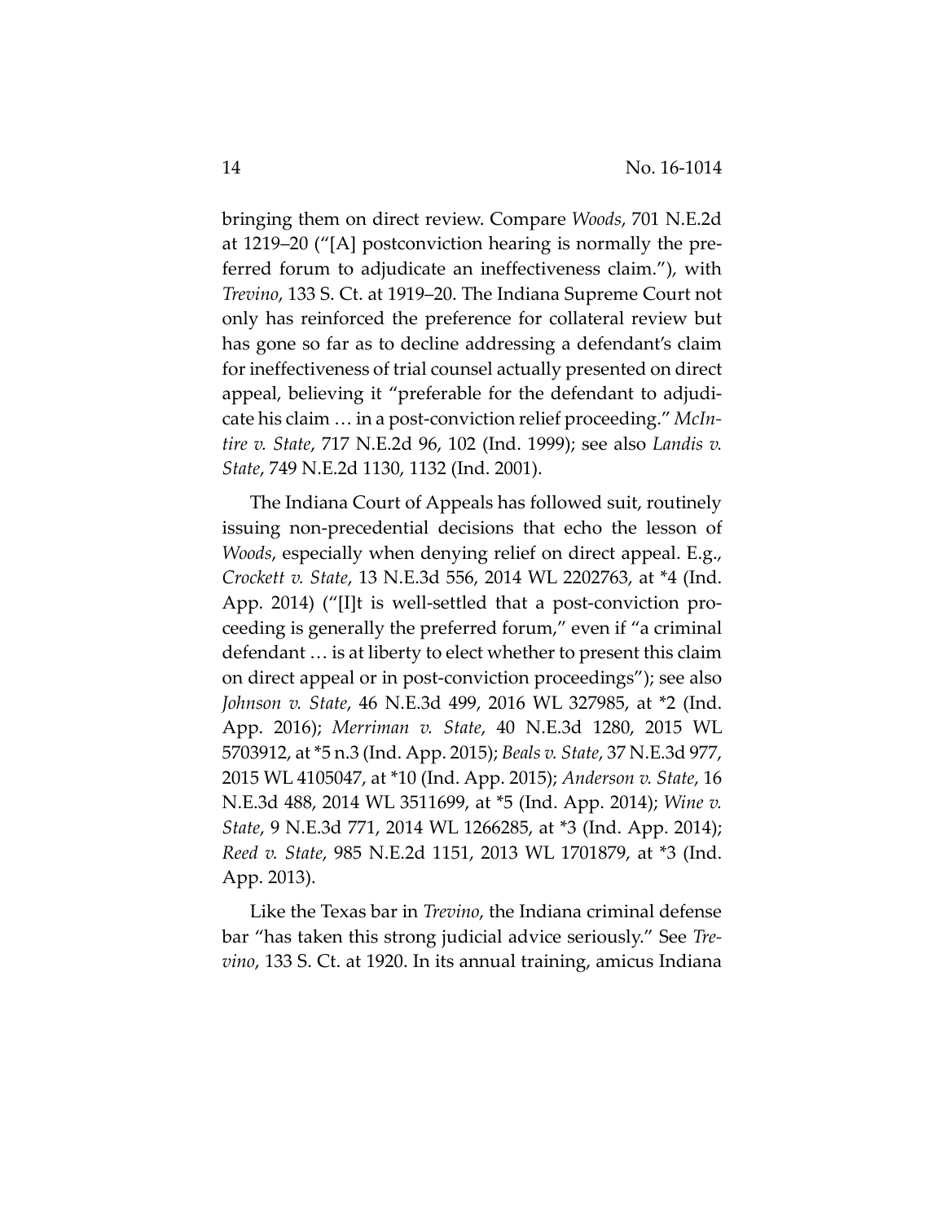bringing them on direct review. Compare *Woods*, 701 N.E.2d at 1219–20 ("[A] postconviction hearing is normally the preferred forum to adjudicate an ineffectiveness claim."), with *Trevino*, 133 S. Ct. at 1919–20. The Indiana Supreme Court not only has reinforced the preference for collateral review but has gone so far as to decline addressing a defendant's claim for ineffectiveness of trial counsel actually presented on direct appeal, believing it "preferable for the defendant to adjudicate his claim … in a post-conviction relief proceeding." *McIntire v. State*, 717 N.E.2d 96, 102 (Ind. 1999); see also *Landis v. State*, 749 N.E.2d 1130, 1132 (Ind. 2001).

The Indiana Court of Appeals has followed suit, routinely issuing non-precedential decisions that echo the lesson of *Woods*, especially when denying relief on direct appeal. E.g., *Crockett v. State*, 13 N.E.3d 556, 2014 WL 2202763, at *4 (Ind. App. 2014) ("[I]t is well-settled that a post-conviction proceeding is generally the preferred forum," even if "a criminal defendant … is at liberty to elect whether to present this claim on direct appeal or in post-conviction proceedings"); see also *Johnson v. State*, 46 N.E.3d 499, 2016 WL 327985, at *2 (Ind. App. 2016); *Merriman v. State*, 40 N.E.3d 1280, 2015 WL 5703912, at *5 n.3 (Ind. App. 2015); *Beals v. State*, 37 N.E.3d 977, 2015 WL 4105047, at *10 (Ind. App. 2015); *Anderson v. State*, 16 N.E.3d 488, 2014 WL 3511699, at *5 (Ind. App. 2014); *Wine v. State*, 9 N.E.3d 771, 2014 WL 1266285, at *3 (Ind. App. 2014); *Reed v. State*, 985 N.E.2d 1151, 2013 WL 1701879, at *3 (Ind. App. 2013).

Like the Texas bar in *Trevino*, the Indiana criminal defense bar "has taken this strong judicial advice seriously." See *Trevino*, 133 S. Ct. at 1920. In its annual training, amicus Indiana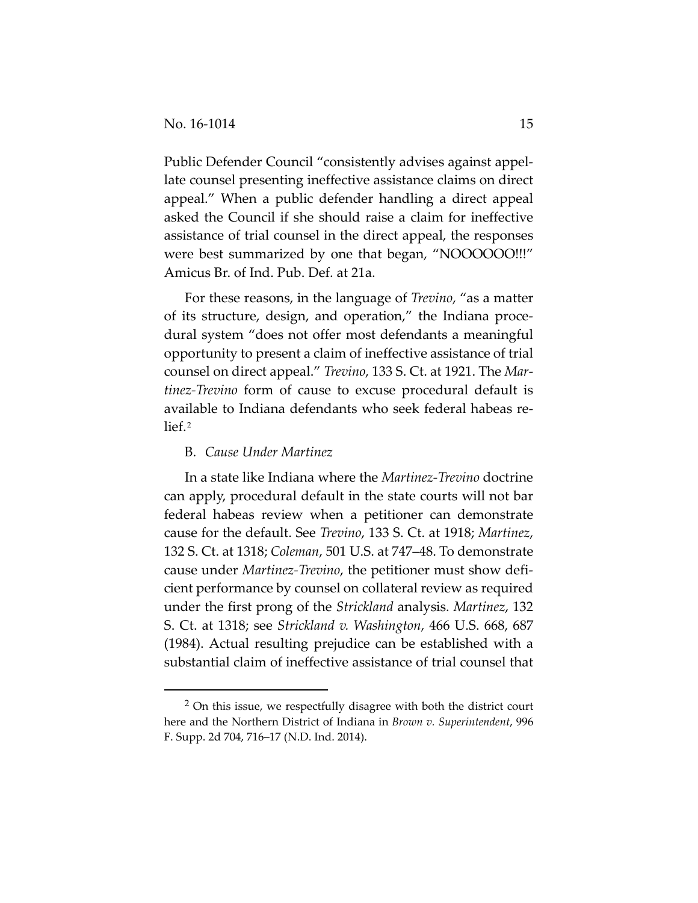Public Defender Council "consistently advises against appellate counsel presenting ineffective assistance claims on direct appeal." When a public defender handling a direct appeal asked the Council if she should raise a claim for ineffective assistance of trial counsel in the direct appeal, the responses were best summarized by one that began, "NOOOOOO!!!" Amicus Br. of Ind. Pub. Def. at 21a.

For these reasons, in the language of *Trevino*, "as a matter of its structure, design, and operation," the Indiana procedural system "does not offer most defendants a meaningful opportunity to present a claim of ineffective assistance of trial counsel on direct appeal." *Trevino*, 133 S. Ct. at 1921. The *Martinez-Trevino* form of cause to excuse procedural default is available to Indiana defendants who seek federal habeas relief.[2]

B. *Cause Under Martinez*

In a state like Indiana where the *Martinez-Trevino* doctrine can apply, procedural default in the state courts will not bar federal habeas review when a petitioner can demonstrate cause for the default. See *Trevino*, 133 S. Ct. at 1918; *Martinez*, 132 S. Ct. at 1318; *Coleman*, 501 U.S. at 747–48. To demonstrate cause under *Martinez-Trevino*, the petitioner must show deficient performance by counsel on collateral review as required under the first prong of the *Strickland* analysis. *Martinez*, 132 S. Ct. at 1318; see *Strickland v. Washington*, 466 U.S. 668, 687 (1984). Actual resulting prejudice can be established with a substantial claim of ineffective assistance of trial counsel that

[2] On this issue, we respectfully disagree with both the district court here and the Northern District of Indiana in *Brown v. Superintendent*, 996 F. Supp. 2d 704, 716–17 (N.D. Ind. 2014).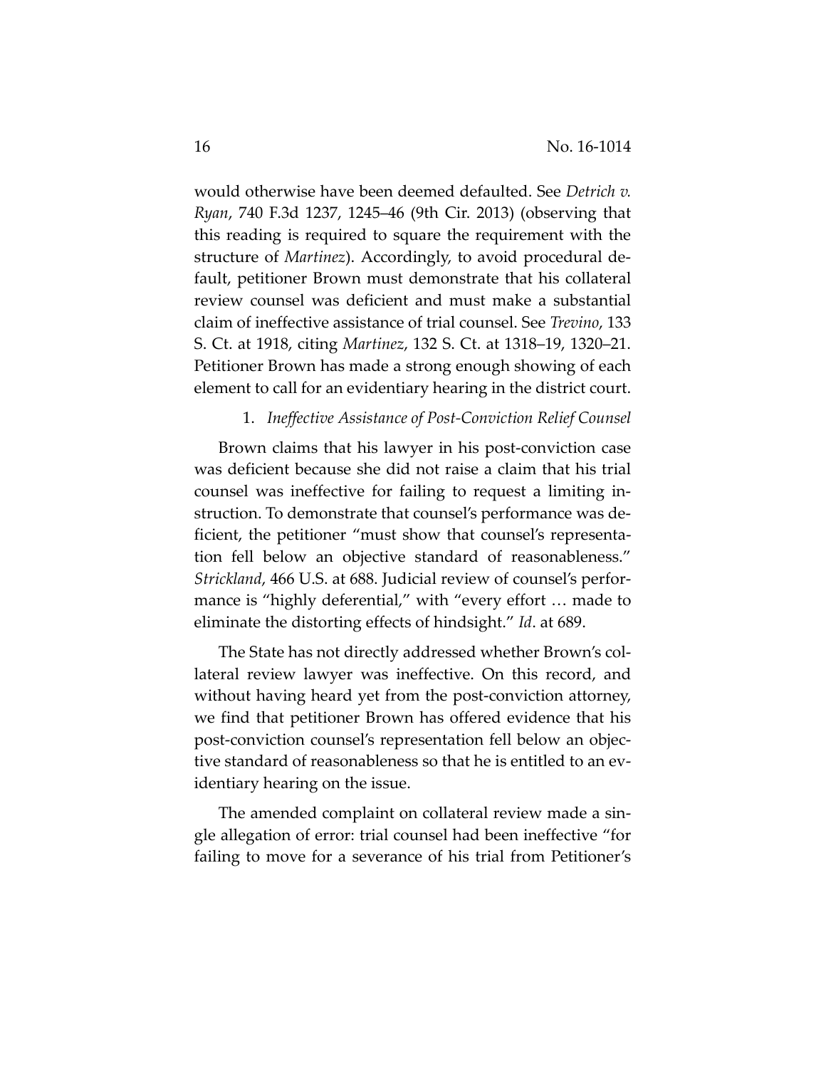would otherwise have been deemed defaulted. See *Detrich v. Ryan*, 740 F.3d 1237, 1245–46 (9th Cir. 2013) (observing that this reading is required to square the requirement with the structure of *Martinez*). Accordingly, to avoid procedural default, petitioner Brown must demonstrate that his collateral review counsel was deficient and must make a substantial claim of ineffective assistance of trial counsel. See *Trevino*, 133 S. Ct. at 1918, citing *Martinez*, 132 S. Ct. at 1318–19, 1320–21. Petitioner Brown has made a strong enough showing of each element to call for an evidentiary hearing in the district court.

1. *Ineffective Assistance of Post-Conviction Relief Counsel*

Brown claims that his lawyer in his post-conviction case was deficient because she did not raise a claim that his trial counsel was ineffective for failing to request a limiting instruction. To demonstrate that counsel's performance was deficient, the petitioner "must show that counsel's representation fell below an objective standard of reasonableness." *Strickland*, 466 U.S. at 688. Judicial review of counsel's performance is "highly deferential," with "every effort … made to eliminate the distorting effects of hindsight." *Id*. at 689.

The State has not directly addressed whether Brown's collateral review lawyer was ineffective. On this record, and without having heard yet from the post-conviction attorney, we find that petitioner Brown has offered evidence that his post-conviction counsel's representation fell below an objective standard of reasonableness so that he is entitled to an evidentiary hearing on the issue.

The amended complaint on collateral review made a single allegation of error: trial counsel had been ineffective "for failing to move for a severance of his trial from Petitioner's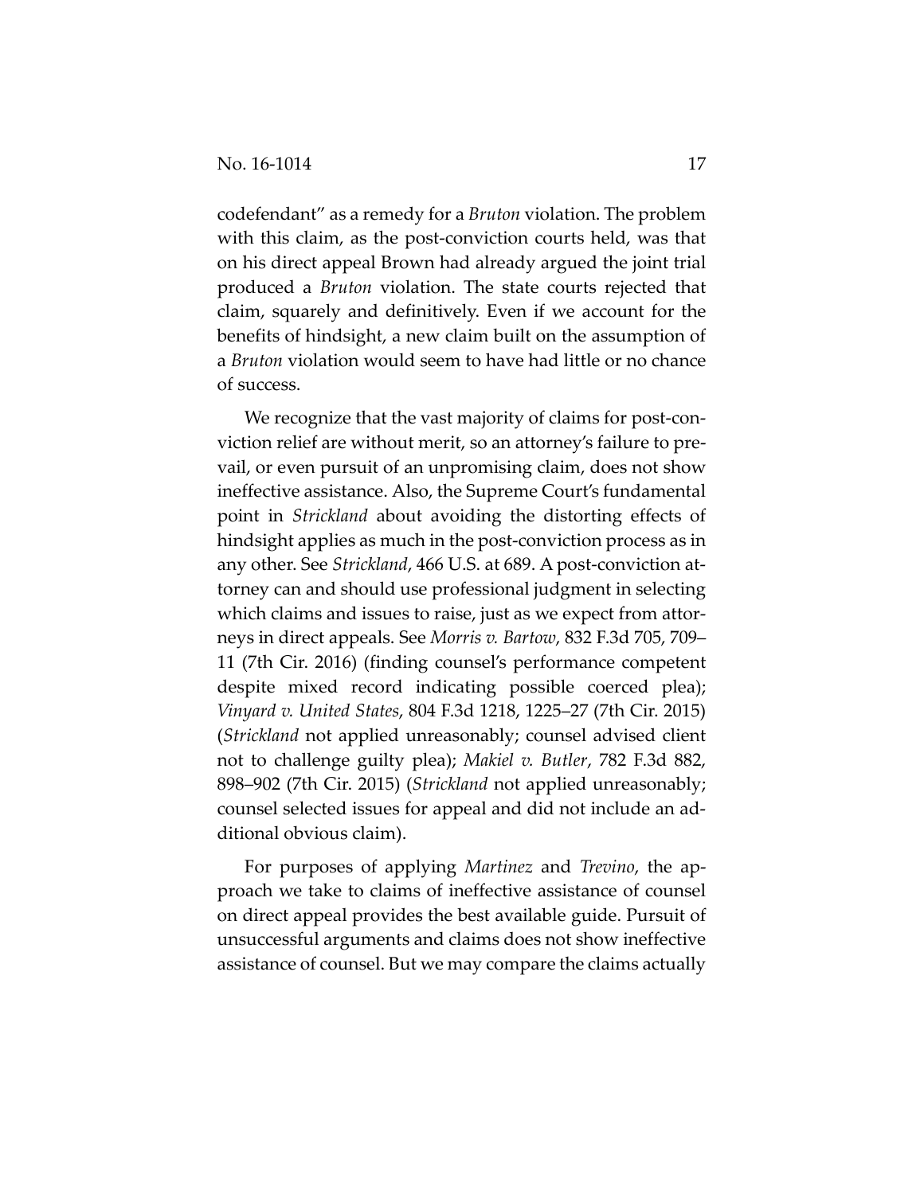codefendant" as a remedy for a *Bruton* violation. The problem with this claim, as the post-conviction courts held, was that on his direct appeal Brown had already argued the joint trial produced a *Bruton* violation. The state courts rejected that claim, squarely and definitively. Even if we account for the benefits of hindsight, a new claim built on the assumption of a *Bruton* violation would seem to have had little or no chance of success.

We recognize that the vast majority of claims for post-conviction relief are without merit, so an attorney's failure to prevail, or even pursuit of an unpromising claim, does not show ineffective assistance. Also, the Supreme Court's fundamental point in *Strickland* about avoiding the distorting effects of hindsight applies as much in the post-conviction process as in any other. See *Strickland*, 466 U.S. at 689. A post-conviction attorney can and should use professional judgment in selecting which claims and issues to raise, just as we expect from attorneys in direct appeals. See *Morris v. Bartow*, 832 F.3d 705, 709–11 (7th Cir. 2016) (finding counsel's performance competent despite mixed record indicating possible coerced plea); *Vinyard v. United States*, 804 F.3d 1218, 1225–27 (7th Cir. 2015) (*Strickland* not applied unreasonably; counsel advised client not to challenge guilty plea); *Makiel v. Butler*, 782 F.3d 882, 898–902 (7th Cir. 2015) (*Strickland* not applied unreasonably; counsel selected issues for appeal and did not include an additional obvious claim).

For purposes of applying *Martinez* and *Trevino*, the approach we take to claims of ineffective assistance of counsel on direct appeal provides the best available guide. Pursuit of unsuccessful arguments and claims does not show ineffective assistance of counsel. But we may compare the claims actually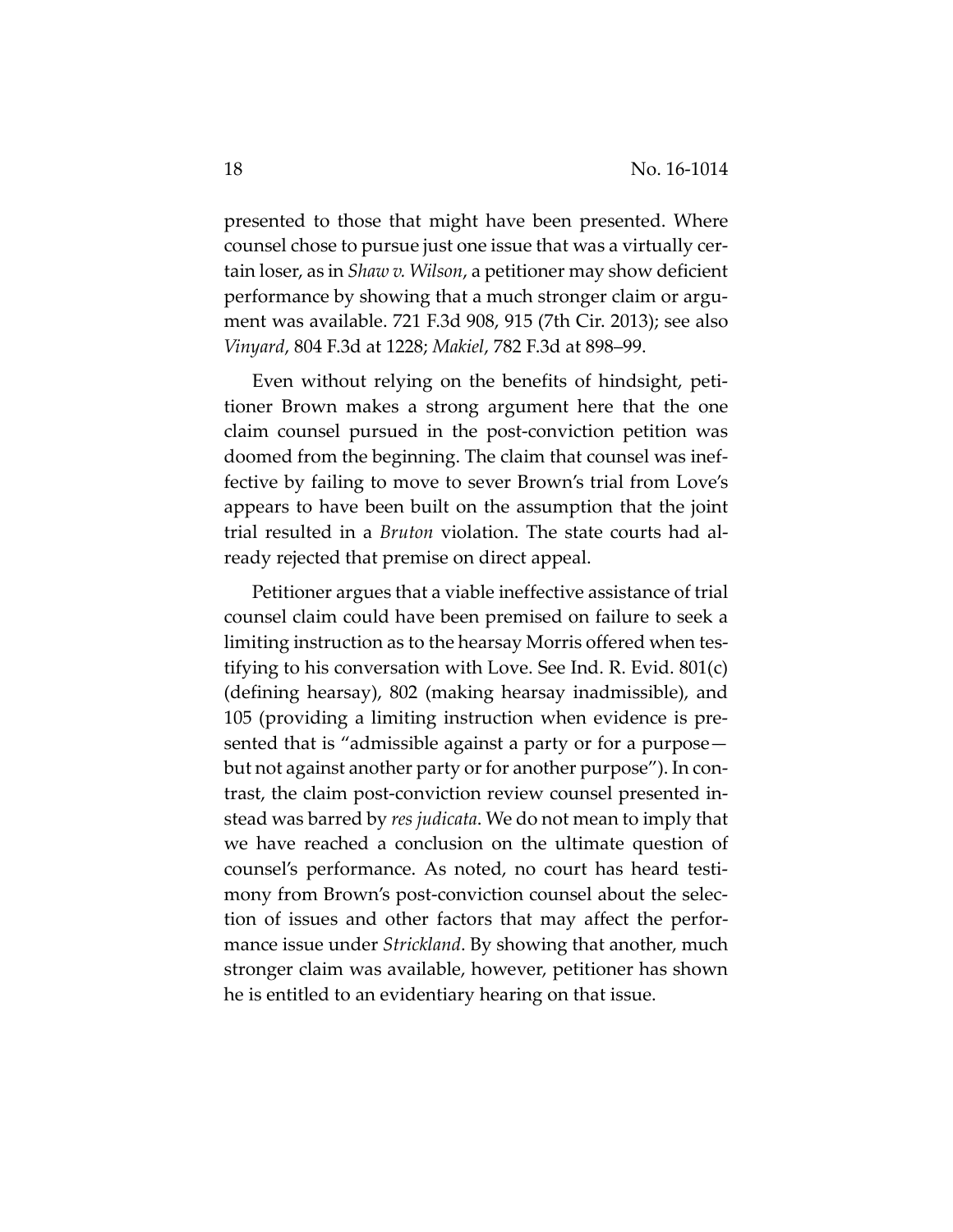presented to those that might have been presented. Where counsel chose to pursue just one issue that was a virtually certain loser, as in *Shaw v. Wilson*, a petitioner may show deficient performance by showing that a much stronger claim or argument was available. 721 F.3d 908, 915 (7th Cir. 2013); see also *Vinyard*, 804 F.3d at 1228; *Makiel*, 782 F.3d at 898–99.

Even without relying on the benefits of hindsight, petitioner Brown makes a strong argument here that the one claim counsel pursued in the post-conviction petition was doomed from the beginning. The claim that counsel was ineffective by failing to move to sever Brown's trial from Love's appears to have been built on the assumption that the joint trial resulted in a *Bruton* violation. The state courts had already rejected that premise on direct appeal.

Petitioner argues that a viable ineffective assistance of trial counsel claim could have been premised on failure to seek a limiting instruction as to the hearsay Morris offered when testifying to his conversation with Love. See Ind. R. Evid. 801(c) (defining hearsay), 802 (making hearsay inadmissible), and 105 (providing a limiting instruction when evidence is presented that is "admissible against a party or for a purpose—but not against another party or for another purpose"). In contrast, the claim post-conviction review counsel presented instead was barred by *res judicata*. We do not mean to imply that we have reached a conclusion on the ultimate question of counsel's performance. As noted, no court has heard testimony from Brown's post-conviction counsel about the selection of issues and other factors that may affect the performance issue under *Strickland*. By showing that another, much stronger claim was available, however, petitioner has shown he is entitled to an evidentiary hearing on that issue.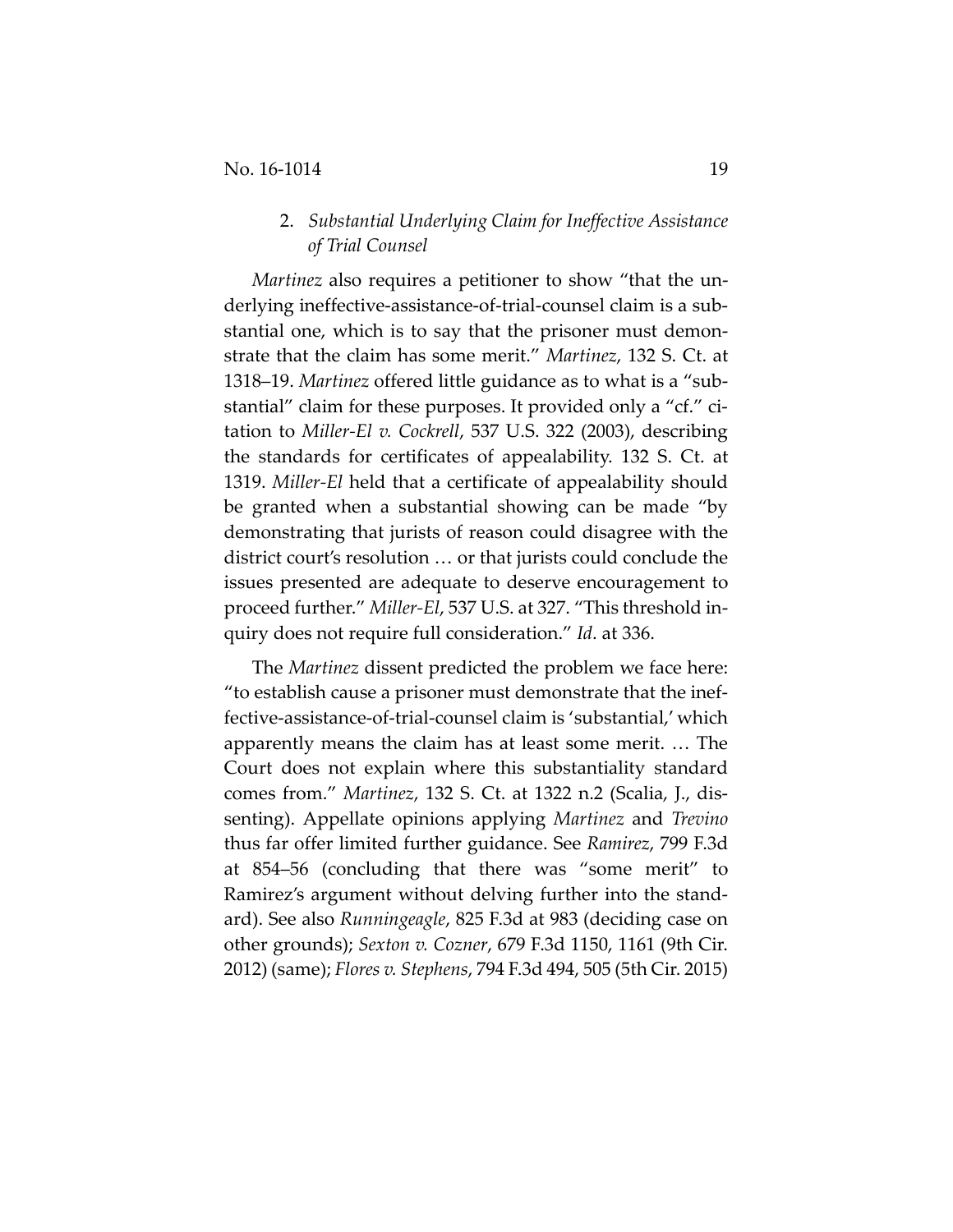2. *Substantial Underlying Claim for Ineffective Assistance of Trial Counsel*

*Martinez* also requires a petitioner to show "that the underlying ineffective-assistance-of-trial-counsel claim is a substantial one, which is to say that the prisoner must demonstrate that the claim has some merit." *Martinez*, 132 S. Ct. at 1318–19. *Martinez* offered little guidance as to what is a "substantial" claim for these purposes. It provided only a "cf." citation to *Miller-El v. Cockrell*, 537 U.S. 322 (2003), describing the standards for certificates of appealability. 132 S. Ct. at 1319. *Miller-El* held that a certificate of appealability should be granted when a substantial showing can be made "by demonstrating that jurists of reason could disagree with the district court's resolution … or that jurists could conclude the issues presented are adequate to deserve encouragement to proceed further." *Miller-El*, 537 U.S. at 327. "This threshold inquiry does not require full consideration." *Id*. at 336.

The *Martinez* dissent predicted the problem we face here: "to establish cause a prisoner must demonstrate that the ineffective-assistance-of-trial-counsel claim is 'substantial,' which apparently means the claim has at least some merit. … The Court does not explain where this substantiality standard comes from." *Martinez*, 132 S. Ct. at 1322 n.2 (Scalia, J., dissenting). Appellate opinions applying *Martinez* and *Trevino* thus far offer limited further guidance. See *Ramirez*, 799 F.3d at 854–56 (concluding that there was "some merit" to Ramirez's argument without delving further into the standard). See also *Runningeagle*, 825 F.3d at 983 (deciding case on other grounds); *Sexton v. Cozner*, 679 F.3d 1150, 1161 (9th Cir. 2012) (same); *Flores v. Stephens*, 794 F.3d 494, 505 (5th Cir. 2015)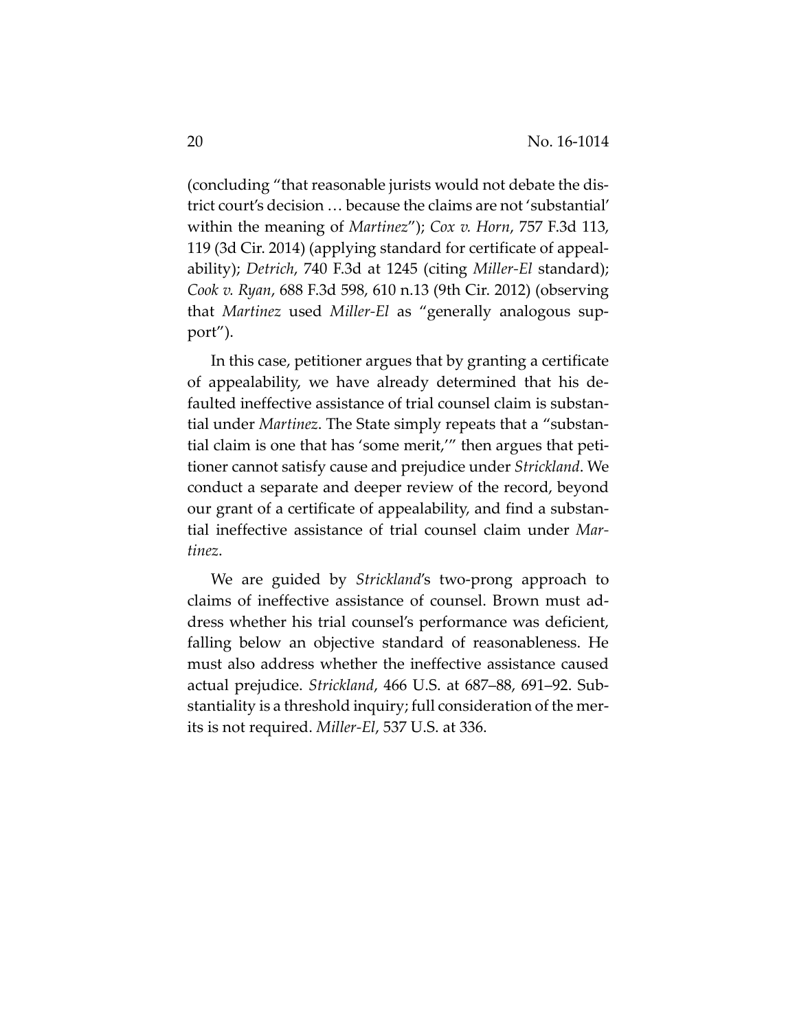(concluding "that reasonable jurists would not debate the district court's decision … because the claims are not 'substantial' within the meaning of *Martinez*"); *Cox v. Horn*, 757 F.3d 113, 119 (3d Cir. 2014) (applying standard for certificate of appealability); *Detrich*, 740 F.3d at 1245 (citing *Miller-El* standard); *Cook v. Ryan*, 688 F.3d 598, 610 n.13 (9th Cir. 2012) (observing that *Martinez* used *Miller-El* as "generally analogous support").

In this case, petitioner argues that by granting a certificate of appealability, we have already determined that his defaulted ineffective assistance of trial counsel claim is substantial under *Martinez*. The State simply repeats that a "substantial claim is one that has 'some merit,'" then argues that petitioner cannot satisfy cause and prejudice under *Strickland*. We conduct a separate and deeper review of the record, beyond our grant of a certificate of appealability, and find a substantial ineffective assistance of trial counsel claim under *Martinez*.

We are guided by *Strickland*'s two-prong approach to claims of ineffective assistance of counsel. Brown must address whether his trial counsel's performance was deficient, falling below an objective standard of reasonableness. He must also address whether the ineffective assistance caused actual prejudice. *Strickland*, 466 U.S. at 687–88, 691–92. Substantiality is a threshold inquiry; full consideration of the merits is not required. *Miller-El*, 537 U.S. at 336.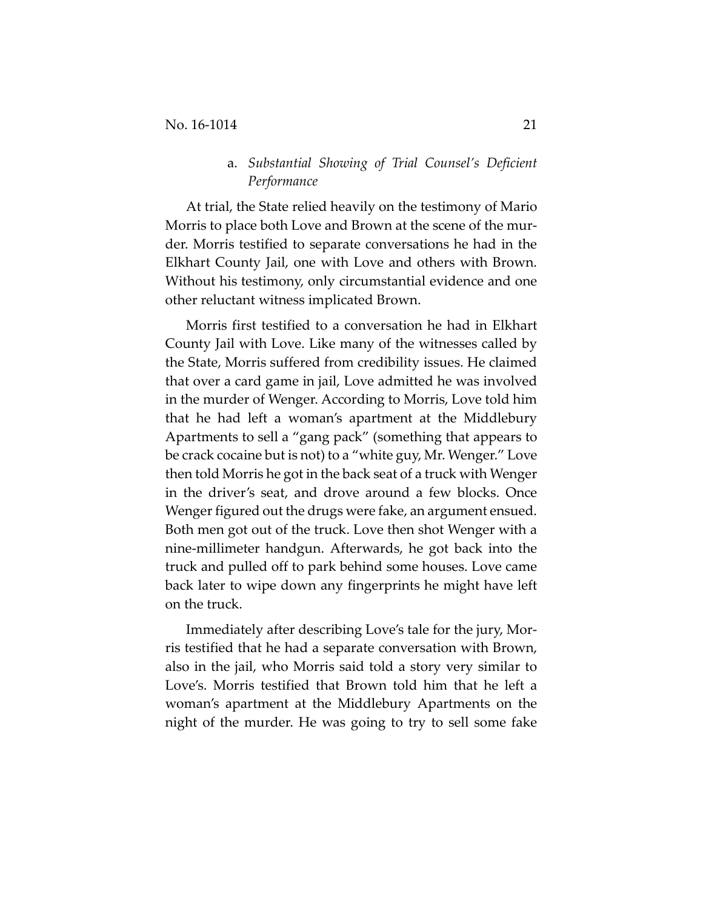### a. *Substantial Showing of Trial Counsel's Deficient Performance*

At trial, the State relied heavily on the testimony of Mario Morris to place both Love and Brown at the scene of the murder. Morris testified to separate conversations he had in the Elkhart County Jail, one with Love and others with Brown. Without his testimony, only circumstantial evidence and one other reluctant witness implicated Brown.

Morris first testified to a conversation he had in Elkhart County Jail with Love. Like many of the witnesses called by the State, Morris suffered from credibility issues. He claimed that over a card game in jail, Love admitted he was involved in the murder of Wenger. According to Morris, Love told him that he had left a woman's apartment at the Middlebury Apartments to sell a "gang pack" (something that appears to be crack cocaine but is not) to a "white guy, Mr. Wenger." Love then told Morris he got in the back seat of a truck with Wenger in the driver's seat, and drove around a few blocks. Once Wenger figured out the drugs were fake, an argument ensued. Both men got out of the truck. Love then shot Wenger with a nine-millimeter handgun. Afterwards, he got back into the truck and pulled off to park behind some houses. Love came back later to wipe down any fingerprints he might have left on the truck.

Immediately after describing Love's tale for the jury, Morris testified that he had a separate conversation with Brown, also in the jail, who Morris said told a story very similar to Love's. Morris testified that Brown told him that he left a woman's apartment at the Middlebury Apartments on the night of the murder. He was going to try to sell some fake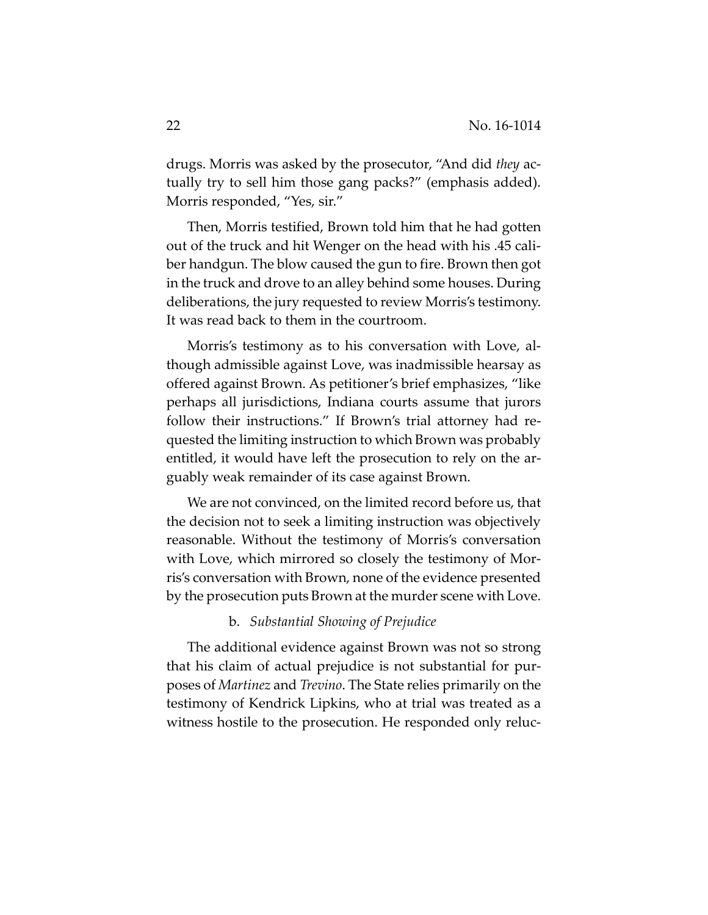drugs. Morris was asked by the prosecutor, "And did *they* actually try to sell him those gang packs?" (emphasis added). Morris responded, "Yes, sir."

Then, Morris testified, Brown told him that he had gotten out of the truck and hit Wenger on the head with his .45 caliber handgun. The blow caused the gun to fire. Brown then got in the truck and drove to an alley behind some houses. During deliberations, the jury requested to review Morris's testimony. It was read back to them in the courtroom.

Morris's testimony as to his conversation with Love, although admissible against Love, was inadmissible hearsay as offered against Brown. As petitioner's brief emphasizes, "like perhaps all jurisdictions, Indiana courts assume that jurors follow their instructions." If Brown's trial attorney had requested the limiting instruction to which Brown was probably entitled, it would have left the prosecution to rely on the arguably weak remainder of its case against Brown.

We are not convinced, on the limited record before us, that the decision not to seek a limiting instruction was objectively reasonable. Without the testimony of Morris's conversation with Love, which mirrored so closely the testimony of Morris's conversation with Brown, none of the evidence presented by the prosecution puts Brown at the murder scene with Love.

b. *Substantial Showing of Prejudice*

The additional evidence against Brown was not so strong that his claim of actual prejudice is not substantial for purposes of *Martinez* and *Trevino*. The State relies primarily on the testimony of Kendrick Lipkins, who at trial was treated as a witness hostile to the prosecution. He responded only reluc-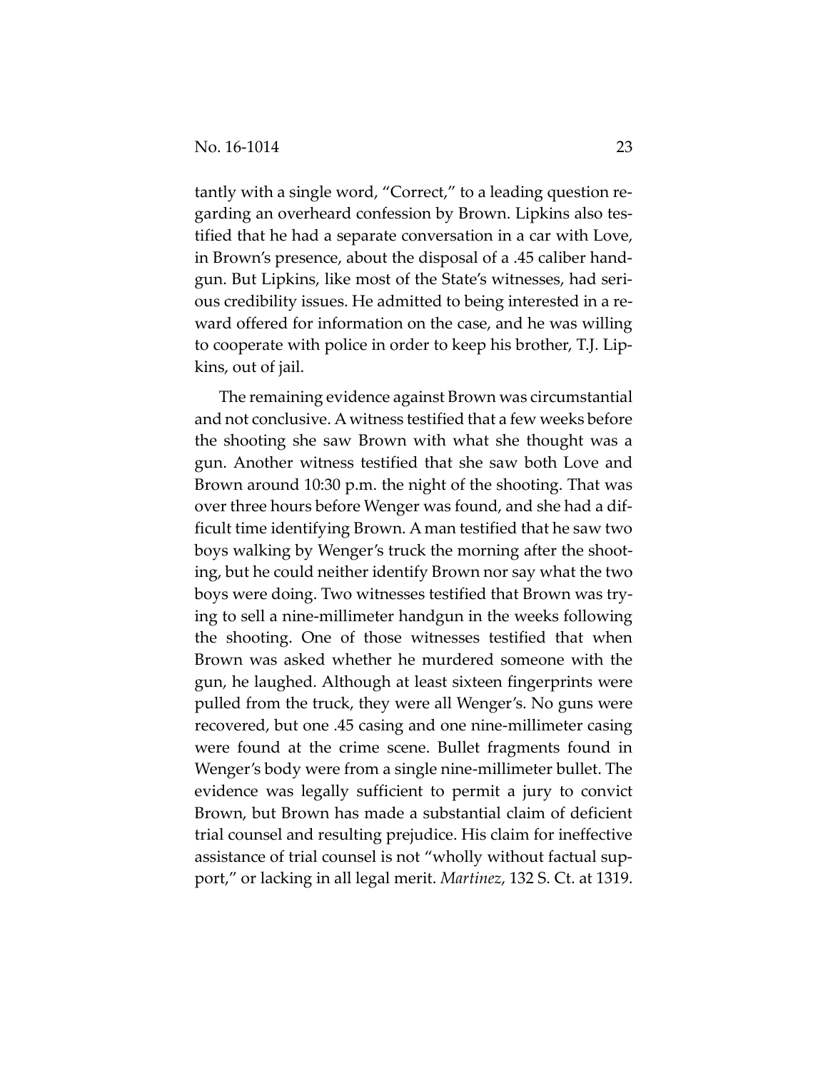tantly with a single word, "Correct," to a leading question regarding an overheard confession by Brown. Lipkins also testified that he had a separate conversation in a car with Love, in Brown's presence, about the disposal of a .45 caliber handgun. But Lipkins, like most of the State's witnesses, had serious credibility issues. He admitted to being interested in a reward offered for information on the case, and he was willing to cooperate with police in order to keep his brother, T.J. Lipkins, out of jail.

The remaining evidence against Brown was circumstantial and not conclusive. A witness testified that a few weeks before the shooting she saw Brown with what she thought was a gun. Another witness testified that she saw both Love and Brown around 10:30 p.m. the night of the shooting. That was over three hours before Wenger was found, and she had a difficult time identifying Brown. A man testified that he saw two boys walking by Wenger's truck the morning after the shooting, but he could neither identify Brown nor say what the two boys were doing. Two witnesses testified that Brown was trying to sell a nine-millimeter handgun in the weeks following the shooting. One of those witnesses testified that when Brown was asked whether he murdered someone with the gun, he laughed. Although at least sixteen fingerprints were pulled from the truck, they were all Wenger's. No guns were recovered, but one .45 casing and one nine-millimeter casing were found at the crime scene. Bullet fragments found in Wenger's body were from a single nine-millimeter bullet. The evidence was legally sufficient to permit a jury to convict Brown, but Brown has made a substantial claim of deficient trial counsel and resulting prejudice. His claim for ineffective assistance of trial counsel is not "wholly without factual support," or lacking in all legal merit. *Martinez*, 132 S. Ct. at 1319.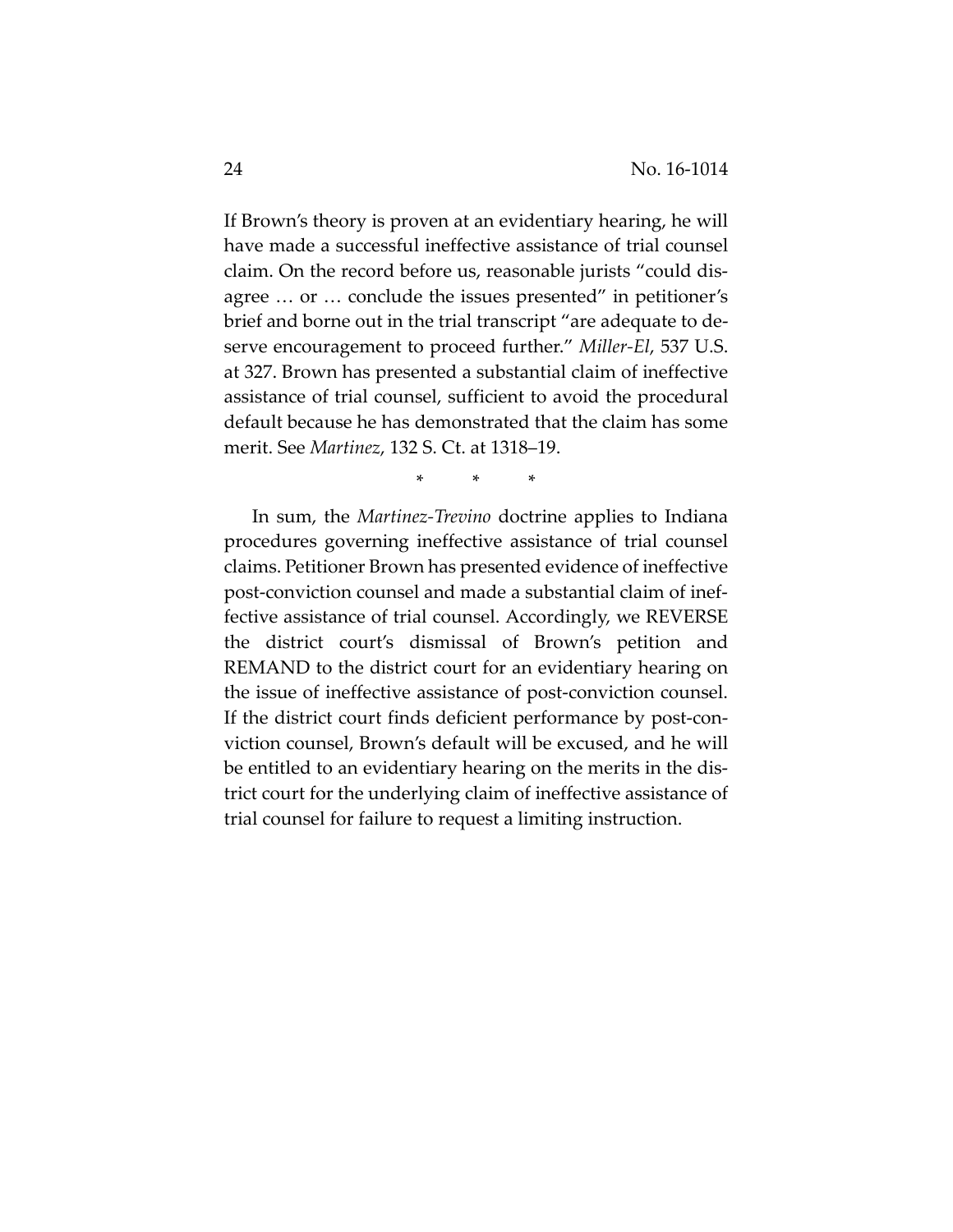If Brown's theory is proven at an evidentiary hearing, he will have made a successful ineffective assistance of trial counsel claim. On the record before us, reasonable jurists "could disagree … or … conclude the issues presented" in petitioner's brief and borne out in the trial transcript "are adequate to deserve encouragement to proceed further." *Miller-El*, 537 U.S. at 327. Brown has presented a substantial claim of ineffective assistance of trial counsel, sufficient to avoid the procedural default because he has demonstrated that the claim has some merit. See *Martinez*, 132 S. Ct. at 1318–19.

\* \* \*

In sum, the *Martinez-Trevino* doctrine applies to Indiana procedures governing ineffective assistance of trial counsel claims. Petitioner Brown has presented evidence of ineffective post-conviction counsel and made a substantial claim of ineffective assistance of trial counsel. Accordingly, we REVERSE the district court's dismissal of Brown's petition and REMAND to the district court for an evidentiary hearing on the issue of ineffective assistance of post-conviction counsel. If the district court finds deficient performance by post-conviction counsel, Brown's default will be excused, and he will be entitled to an evidentiary hearing on the merits in the district court for the underlying claim of ineffective assistance of trial counsel for failure to request a limiting instruction.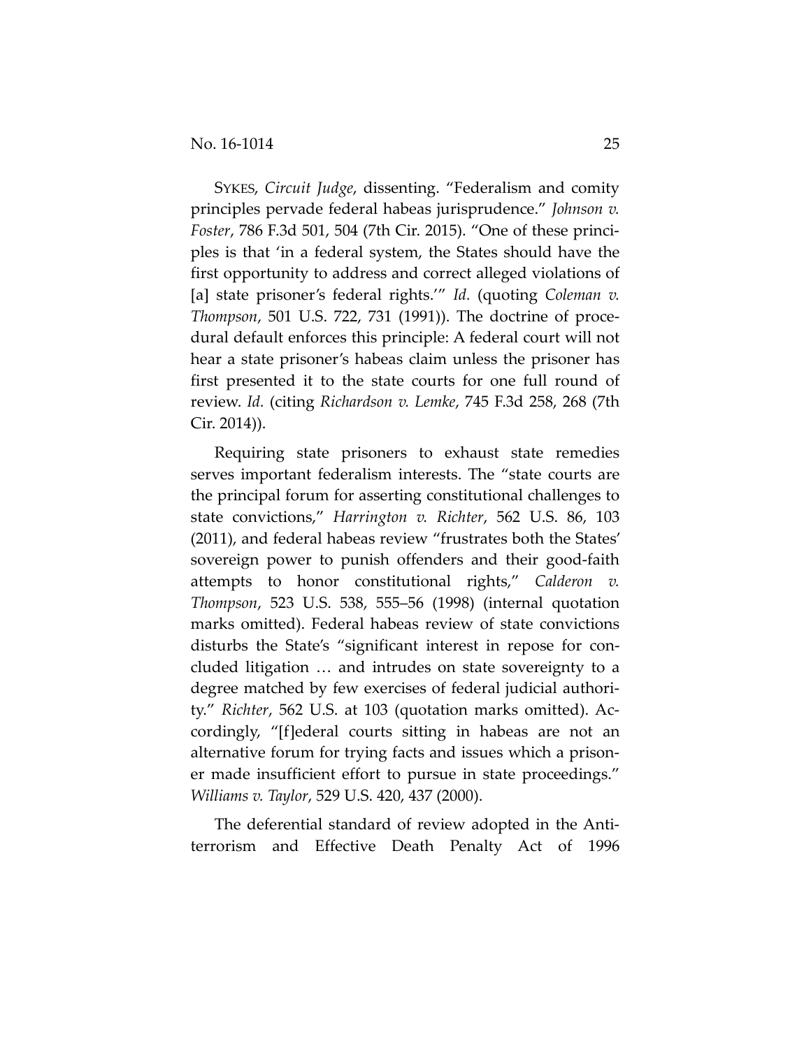SYKES, *Circuit Judge*, dissenting. "Federalism and comity principles pervade federal habeas jurisprudence." *Johnson v. Foster*, 786 F.3d 501, 504 (7th Cir. 2015). "One of these principles is that 'in a federal system, the States should have the first opportunity to address and correct alleged violations of [a] state prisoner's federal rights.'" *Id.* (quoting *Coleman v. Thompson*, 501 U.S. 722, 731 (1991)). The doctrine of procedural default enforces this principle: A federal court will not hear a state prisoner's habeas claim unless the prisoner has first presented it to the state courts for one full round of review. *Id.* (citing *Richardson v. Lemke*, 745 F.3d 258, 268 (7th Cir. 2014)).

Requiring state prisoners to exhaust state remedies serves important federalism interests. The "state courts are the principal forum for asserting constitutional challenges to state convictions," *Harrington v. Richter*, 562 U.S. 86, 103 (2011), and federal habeas review "frustrates both the States' sovereign power to punish offenders and their good-faith attempts to honor constitutional rights," *Calderon v. Thompson*, 523 U.S. 538, 555–56 (1998) (internal quotation marks omitted). Federal habeas review of state convictions disturbs the State's "significant interest in repose for concluded litigation … and intrudes on state sovereignty to a degree matched by few exercises of federal judicial authority." *Richter*, 562 U.S. at 103 (quotation marks omitted). Accordingly, "[f]ederal courts sitting in habeas are not an alternative forum for trying facts and issues which a prisoner made insufficient effort to pursue in state proceedings." *Williams v. Taylor*, 529 U.S. 420, 437 (2000).

The deferential standard of review adopted in the Antiterrorism and Effective Death Penalty Act of 1996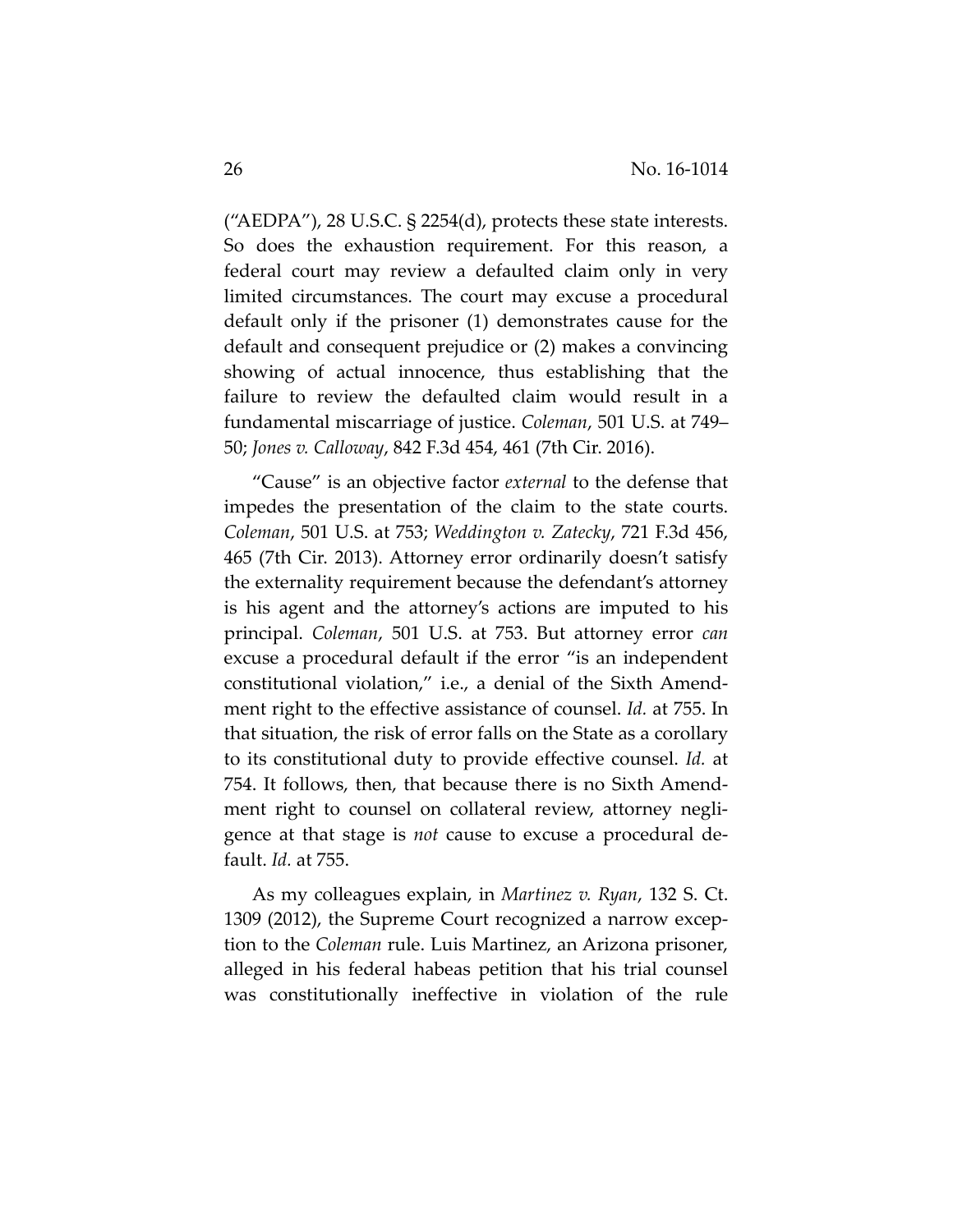("AEDPA"), 28 U.S.C. § 2254(d), protects these state interests. So does the exhaustion requirement. For this reason, a federal court may review a defaulted claim only in very limited circumstances. The court may excuse a procedural default only if the prisoner (1) demonstrates cause for the default and consequent prejudice or (2) makes a convincing showing of actual innocence, thus establishing that the failure to review the defaulted claim would result in a fundamental miscarriage of justice. *Coleman*, 501 U.S. at 749–50; *Jones v. Calloway*, 842 F.3d 454, 461 (7th Cir. 2016).

"Cause" is an objective factor *external* to the defense that impedes the presentation of the claim to the state courts. *Coleman*, 501 U.S. at 753; *Weddington v. Zatecky*, 721 F.3d 456, 465 (7th Cir. 2013). Attorney error ordinarily doesn't satisfy the externality requirement because the defendant's attorney is his agent and the attorney's actions are imputed to his principal. *Coleman*, 501 U.S. at 753. But attorney error *can* excuse a procedural default if the error "is an independent constitutional violation," i.e., a denial of the Sixth Amendment right to the effective assistance of counsel. *Id.* at 755. In that situation, the risk of error falls on the State as a corollary to its constitutional duty to provide effective counsel. *Id.* at 754. It follows, then, that because there is no Sixth Amendment right to counsel on collateral review, attorney negligence at that stage is *not* cause to excuse a procedural default. *Id.* at 755.

As my colleagues explain, in *Martinez v. Ryan*, 132 S. Ct. 1309 (2012), the Supreme Court recognized a narrow exception to the *Coleman* rule. Luis Martinez, an Arizona prisoner, alleged in his federal habeas petition that his trial counsel was constitutionally ineffective in violation of the rule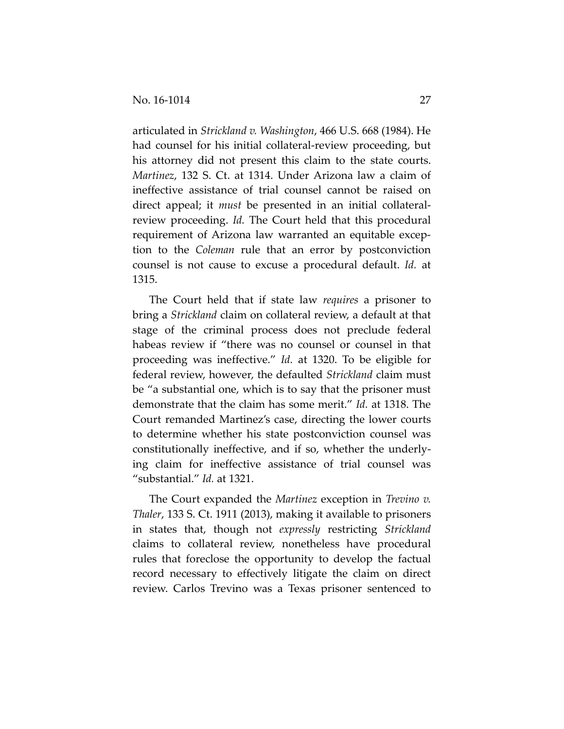articulated in *Strickland v. Washington*, 466 U.S. 668 (1984). He had counsel for his initial collateral-review proceeding, but his attorney did not present this claim to the state courts. *Martinez*, 132 S. Ct. at 1314. Under Arizona law a claim of ineffective assistance of trial counsel cannot be raised on direct appeal; it *must* be presented in an initial collateral-review proceeding. *Id.* The Court held that this procedural requirement of Arizona law warranted an equitable exception to the *Coleman* rule that an error by postconviction counsel is not cause to excuse a procedural default. *Id.* at 1315.

The Court held that if state law *requires* a prisoner to bring a *Strickland* claim on collateral review, a default at that stage of the criminal process does not preclude federal habeas review if "there was no counsel or counsel in that proceeding was ineffective." *Id.* at 1320. To be eligible for federal review, however, the defaulted *Strickland* claim must be "a substantial one, which is to say that the prisoner must demonstrate that the claim has some merit." *Id.* at 1318. The Court remanded Martinez's case, directing the lower courts to determine whether his state postconviction counsel was constitutionally ineffective, and if so, whether the underlying claim for ineffective assistance of trial counsel was "substantial." *Id.* at 1321.

The Court expanded the *Martinez* exception in *Trevino v. Thaler*, 133 S. Ct. 1911 (2013), making it available to prisoners in states that, though not *expressly* restricting *Strickland* claims to collateral review, nonetheless have procedural rules that foreclose the opportunity to develop the factual record necessary to effectively litigate the claim on direct review. Carlos Trevino was a Texas prisoner sentenced to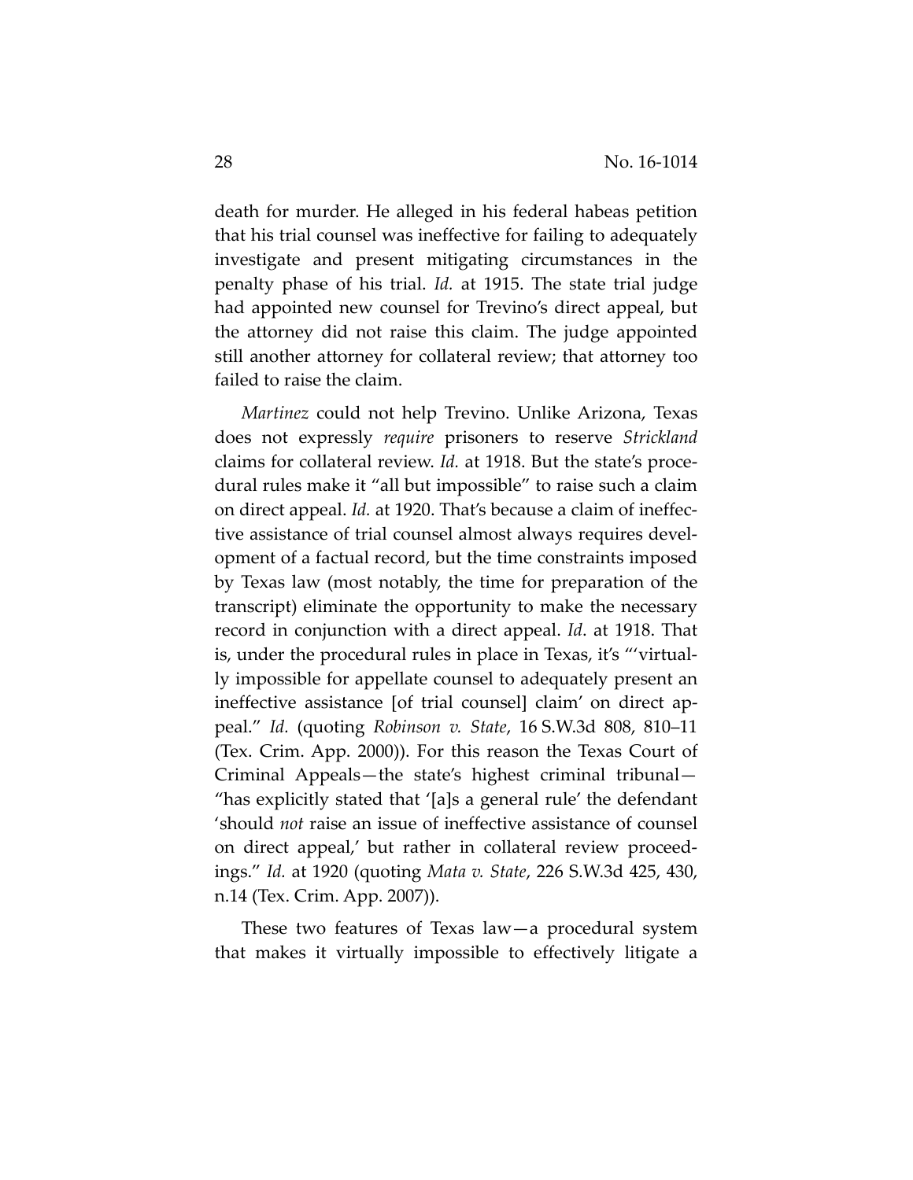death for murder. He alleged in his federal habeas petition that his trial counsel was ineffective for failing to adequately investigate and present mitigating circumstances in the penalty phase of his trial. *Id.* at 1915. The state trial judge had appointed new counsel for Trevino's direct appeal, but the attorney did not raise this claim. The judge appointed still another attorney for collateral review; that attorney too failed to raise the claim.

*Martinez* could not help Trevino. Unlike Arizona, Texas does not expressly *require* prisoners to reserve *Strickland* claims for collateral review. *Id.* at 1918. But the state's procedural rules make it "all but impossible" to raise such a claim on direct appeal. *Id.* at 1920. That's because a claim of ineffective assistance of trial counsel almost always requires development of a factual record, but the time constraints imposed by Texas law (most notably, the time for preparation of the transcript) eliminate the opportunity to make the necessary record in conjunction with a direct appeal. *Id*. at 1918. That is, under the procedural rules in place in Texas, it's "'virtually impossible for appellate counsel to adequately present an ineffective assistance [of trial counsel] claim' on direct appeal." *Id.* (quoting *Robinson v. State*, 16 S.W.3d 808, 810–11 (Tex. Crim. App. 2000)). For this reason the Texas Court of Criminal Appeals—the state's highest criminal tribunal—"has explicitly stated that '[a]s a general rule' the defendant 'should *not* raise an issue of ineffective assistance of counsel on direct appeal,' but rather in collateral review proceedings." *Id.* at 1920 (quoting *Mata v. State*, 226 S.W.3d 425, 430, n.14 (Tex. Crim. App. 2007)).

These two features of Texas law—a procedural system that makes it virtually impossible to effectively litigate a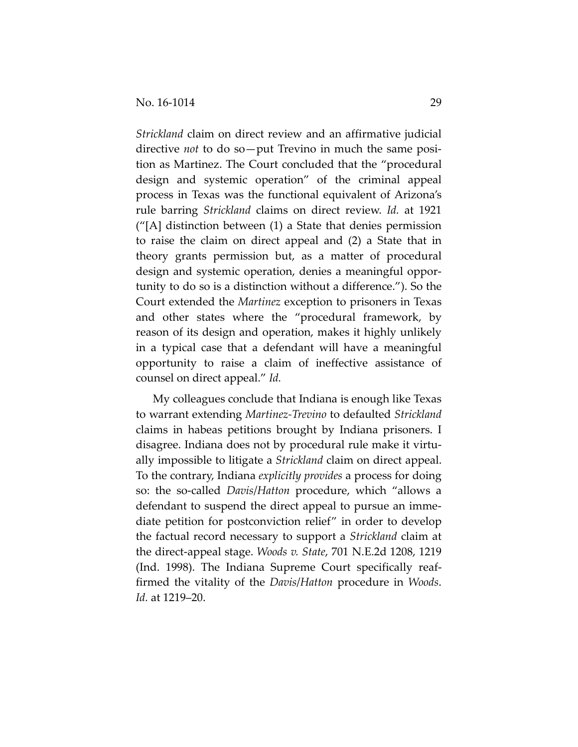*Strickland* claim on direct review and an affirmative judicial directive *not* to do so—put Trevino in much the same position as Martinez. The Court concluded that the "procedural design and systemic operation" of the criminal appeal process in Texas was the functional equivalent of Arizona's rule barring *Strickland* claims on direct review. *Id.* at 1921 ("[A] distinction between (1) a State that denies permission to raise the claim on direct appeal and (2) a State that in theory grants permission but, as a matter of procedural design and systemic operation, denies a meaningful opportunity to do so is a distinction without a difference."). So the Court extended the *Martinez* exception to prisoners in Texas and other states where the "procedural framework, by reason of its design and operation, makes it highly unlikely in a typical case that a defendant will have a meaningful opportunity to raise a claim of ineffective assistance of counsel on direct appeal." *Id.*

My colleagues conclude that Indiana is enough like Texas to warrant extending *Martinez-Trevino* to defaulted *Strickland* claims in habeas petitions brought by Indiana prisoners. I disagree. Indiana does not by procedural rule make it virtually impossible to litigate a *Strickland* claim on direct appeal. To the contrary, Indiana *explicitly provides* a process for doing so: the so-called *Davis/Hatton* procedure, which "allows a defendant to suspend the direct appeal to pursue an immediate petition for postconviction relief" in order to develop the factual record necessary to support a *Strickland* claim at the direct-appeal stage. *Woods v. State*, 701 N.E.2d 1208, 1219 (Ind. 1998). The Indiana Supreme Court specifically reaffirmed the vitality of the *Davis/Hatton* procedure in *Woods*. *Id.* at 1219–20.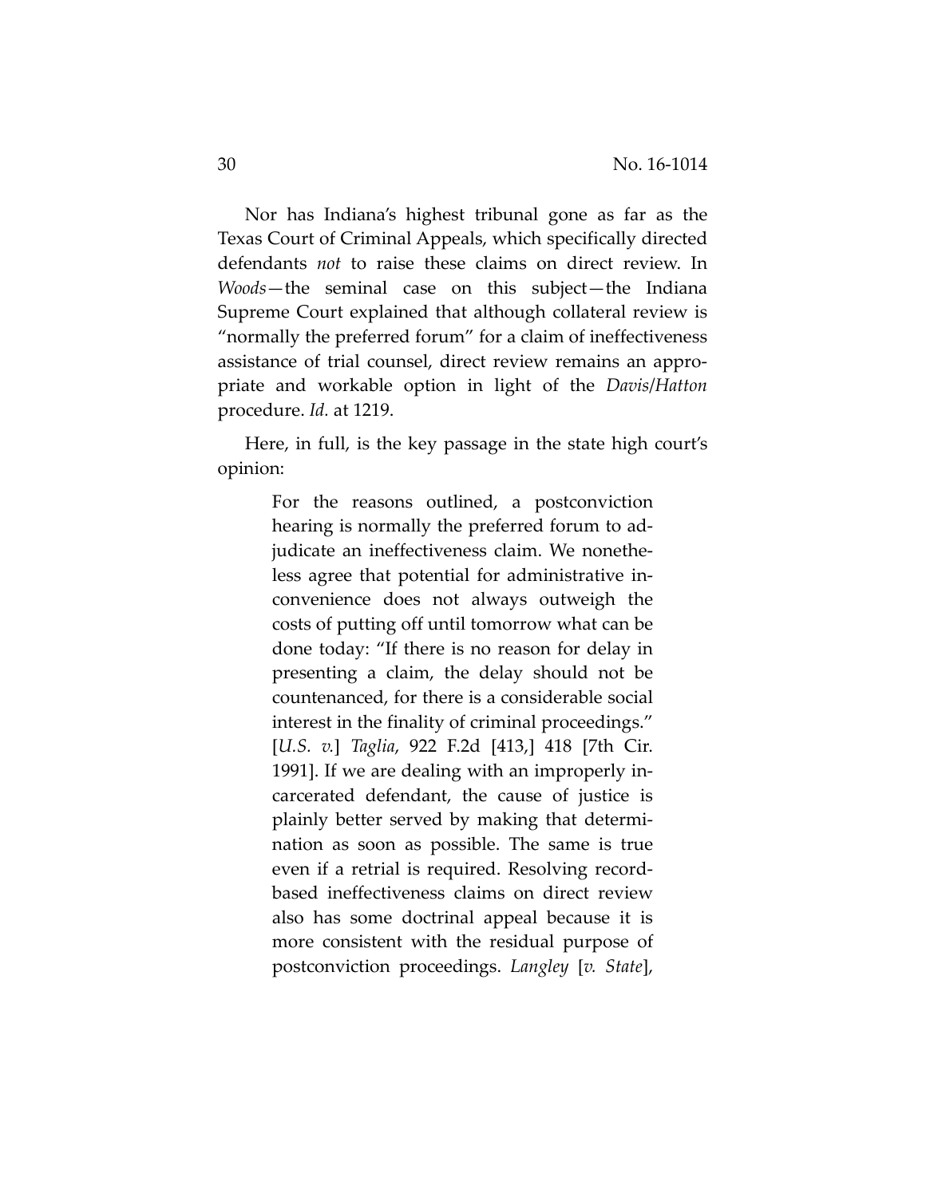Nor has Indiana's highest tribunal gone as far as the Texas Court of Criminal Appeals, which specifically directed defendants *not* to raise these claims on direct review. In *Woods*—the seminal case on this subject—the Indiana Supreme Court explained that although collateral review is "normally the preferred forum" for a claim of ineffectiveness assistance of trial counsel, direct review remains an appropriate and workable option in light of the *Davis/Hatton* procedure. *Id.* at 1219.

Here, in full, is the key passage in the state high court's opinion:

> For the reasons outlined, a postconviction hearing is normally the preferred forum to adjudicate an ineffectiveness claim. We nonetheless agree that potential for administrative inconvenience does not always outweigh the costs of putting off until tomorrow what can be done today: "If there is no reason for delay in presenting a claim, the delay should not be countenanced, for there is a considerable social interest in the finality of criminal proceedings." [*U.S. v.*] *Taglia*, 922 F.2d [413,] 418 [7th Cir. 1991]. If we are dealing with an improperly incarcerated defendant, the cause of justice is plainly better served by making that determination as soon as possible. The same is true even if a retrial is required. Resolving record-based ineffectiveness claims on direct review also has some doctrinal appeal because it is more consistent with the residual purpose of postconviction proceedings. *Langley* [*v. State*],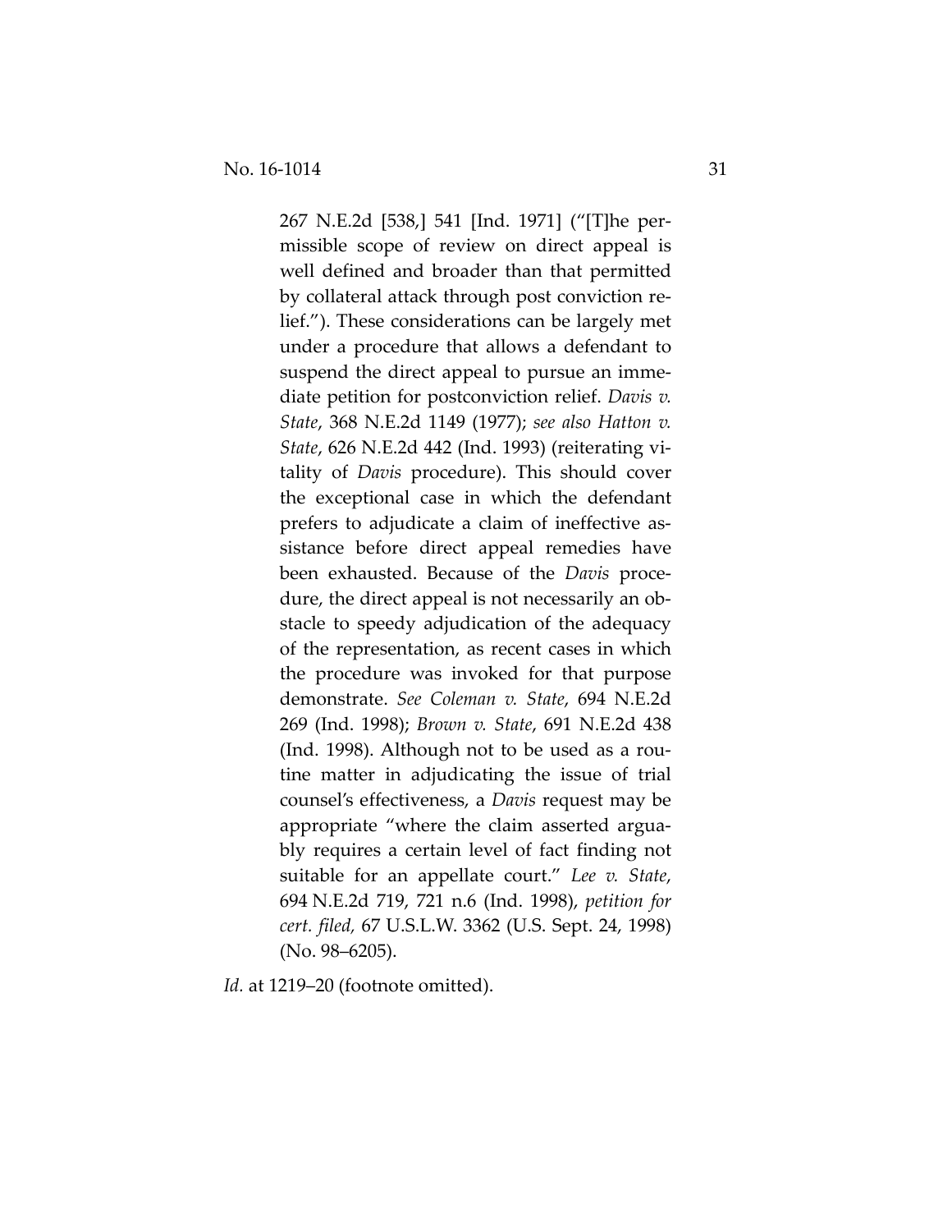> 267 N.E.2d [538,] 541 [Ind. 1971] ("[T]he permissible scope of review on direct appeal is well defined and broader than that permitted by collateral attack through post conviction relief."). These considerations can be largely met under a procedure that allows a defendant to suspend the direct appeal to pursue an immediate petition for postconviction relief. *Davis v. State*, 368 N.E.2d 1149 (1977); *see also Hatton v. State*, 626 N.E.2d 442 (Ind. 1993) (reiterating vitality of *Davis* procedure). This should cover the exceptional case in which the defendant prefers to adjudicate a claim of ineffective assistance before direct appeal remedies have been exhausted. Because of the *Davis* procedure, the direct appeal is not necessarily an obstacle to speedy adjudication of the adequacy of the representation, as recent cases in which the procedure was invoked for that purpose demonstrate. *See Coleman v. State*, 694 N.E.2d 269 (Ind. 1998); *Brown v. State*, 691 N.E.2d 438 (Ind. 1998). Although not to be used as a routine matter in adjudicating the issue of trial counsel's effectiveness, a *Davis* request may be appropriate "where the claim asserted arguably requires a certain level of fact finding not suitable for an appellate court." *Lee v. State*, 694 N.E.2d 719, 721 n.6 (Ind. 1998), *petition for cert. filed,* 67 U.S.L.W. 3362 (U.S. Sept. 24, 1998) (No. 98–6205).

*Id.* at 1219–20 (footnote omitted).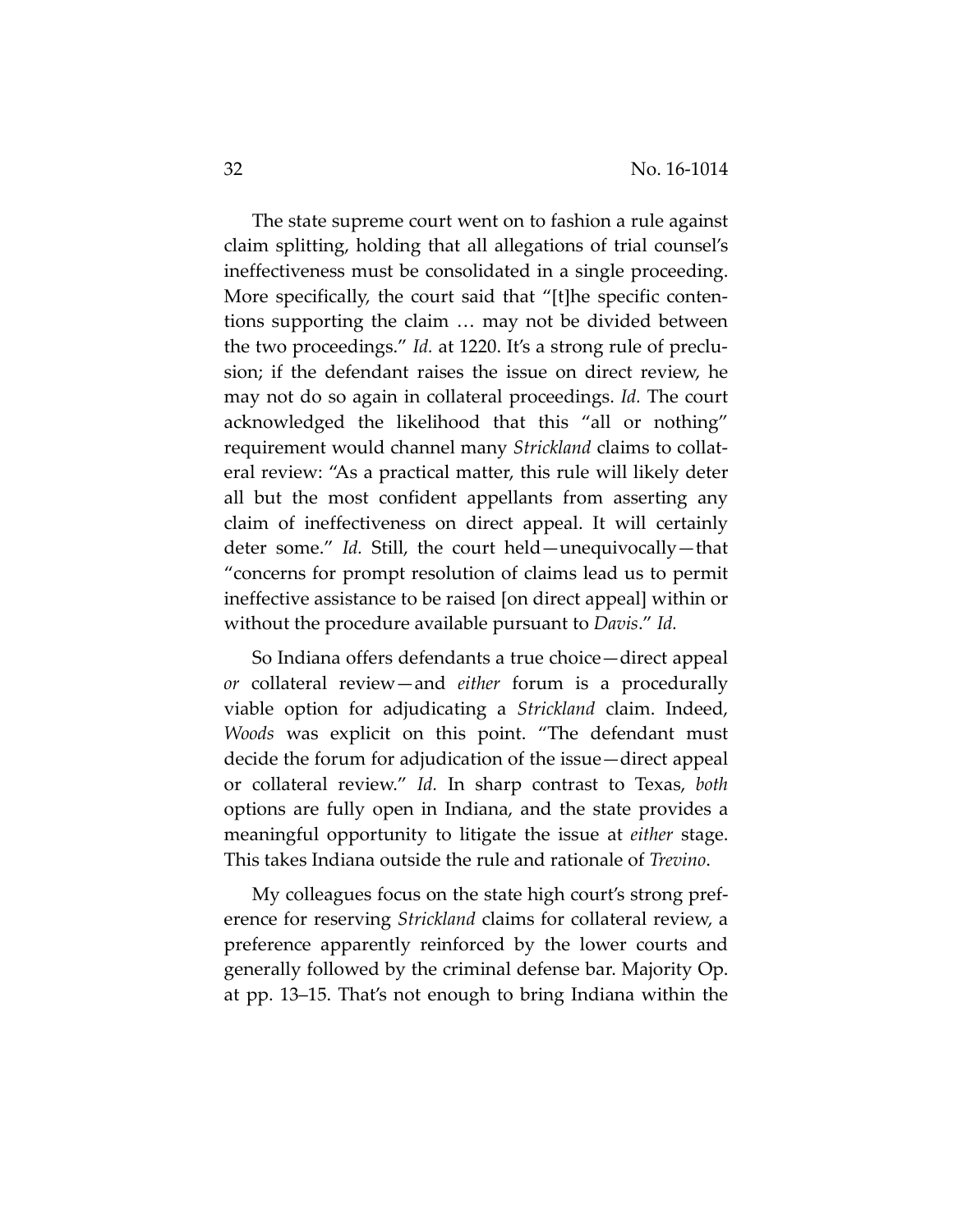The state supreme court went on to fashion a rule against claim splitting, holding that all allegations of trial counsel's ineffectiveness must be consolidated in a single proceeding. More specifically, the court said that "[t]he specific contentions supporting the claim … may not be divided between the two proceedings." *Id.* at 1220. It's a strong rule of preclusion; if the defendant raises the issue on direct review, he may not do so again in collateral proceedings. *Id.* The court acknowledged the likelihood that this "all or nothing" requirement would channel many *Strickland* claims to collateral review: "As a practical matter, this rule will likely deter all but the most confident appellants from asserting any claim of ineffectiveness on direct appeal. It will certainly deter some." *Id.* Still, the court held—unequivocally—that "concerns for prompt resolution of claims lead us to permit ineffective assistance to be raised [on direct appeal] within or without the procedure available pursuant to *Davis*." *Id.*

So Indiana offers defendants a true choice—direct appeal *or* collateral review—and *either* forum is a procedurally viable option for adjudicating a *Strickland* claim. Indeed, *Woods* was explicit on this point. "The defendant must decide the forum for adjudication of the issue—direct appeal or collateral review." *Id.* In sharp contrast to Texas, *both* options are fully open in Indiana, and the state provides a meaningful opportunity to litigate the issue at *either* stage. This takes Indiana outside the rule and rationale of *Trevino*.

My colleagues focus on the state high court's strong preference for reserving *Strickland* claims for collateral review, a preference apparently reinforced by the lower courts and generally followed by the criminal defense bar. Majority Op. at pp. 13–15. That's not enough to bring Indiana within the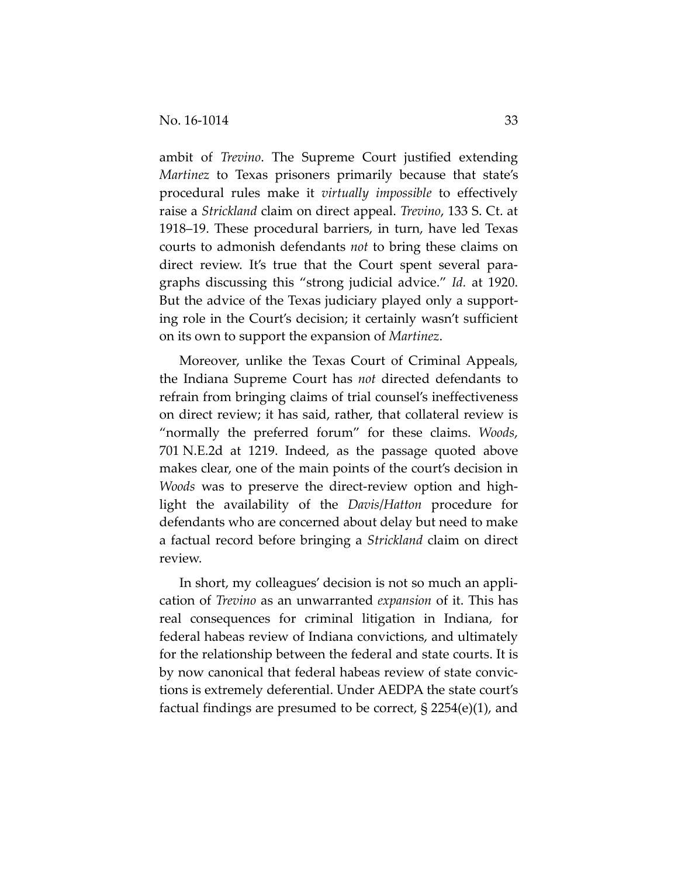ambit of *Trevino*. The Supreme Court justified extending *Martinez* to Texas prisoners primarily because that state's procedural rules make it *virtually impossible* to effectively raise a *Strickland* claim on direct appeal. *Trevino*, 133 S. Ct. at 1918–19. These procedural barriers, in turn, have led Texas courts to admonish defendants *not* to bring these claims on direct review. It's true that the Court spent several paragraphs discussing this "strong judicial advice." *Id.* at 1920. But the advice of the Texas judiciary played only a supporting role in the Court's decision; it certainly wasn't sufficient on its own to support the expansion of *Martinez*.

Moreover, unlike the Texas Court of Criminal Appeals, the Indiana Supreme Court has *not* directed defendants to refrain from bringing claims of trial counsel's ineffectiveness on direct review; it has said, rather, that collateral review is "normally the preferred forum" for these claims. *Woods*, 701 N.E.2d at 1219. Indeed, as the passage quoted above makes clear, one of the main points of the court's decision in *Woods* was to preserve the direct-review option and highlight the availability of the *Davis/Hatton* procedure for defendants who are concerned about delay but need to make a factual record before bringing a *Strickland* claim on direct review.

In short, my colleagues' decision is not so much an application of *Trevino* as an unwarranted *expansion* of it. This has real consequences for criminal litigation in Indiana, for federal habeas review of Indiana convictions, and ultimately for the relationship between the federal and state courts. It is by now canonical that federal habeas review of state convictions is extremely deferential. Under AEDPA the state court's factual findings are presumed to be correct, § 2254(e)(1), and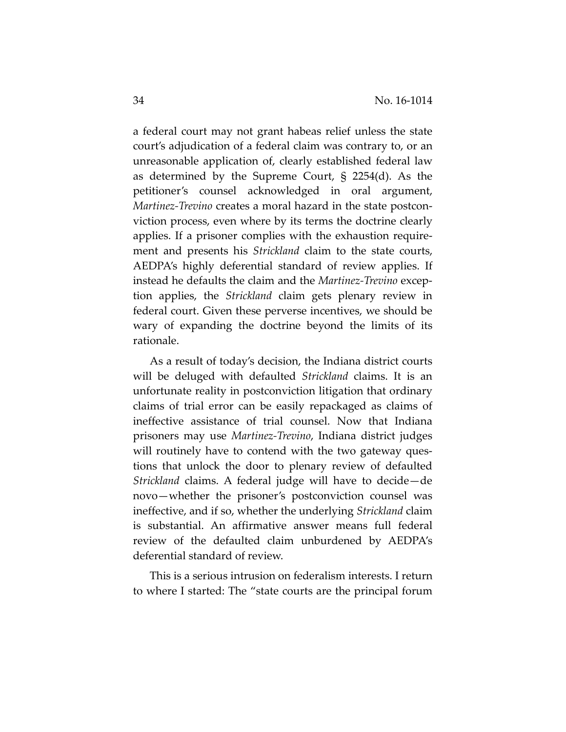a federal court may not grant habeas relief unless the state court's adjudication of a federal claim was contrary to, or an unreasonable application of, clearly established federal law as determined by the Supreme Court, § 2254(d). As the petitioner's counsel acknowledged in oral argument, *Martinez-Trevino* creates a moral hazard in the state postconviction process, even where by its terms the doctrine clearly applies. If a prisoner complies with the exhaustion requirement and presents his *Strickland* claim to the state courts, AEDPA's highly deferential standard of review applies. If instead he defaults the claim and the *Martinez-Trevino* exception applies, the *Strickland* claim gets plenary review in federal court. Given these perverse incentives, we should be wary of expanding the doctrine beyond the limits of its rationale.

As a result of today's decision, the Indiana district courts will be deluged with defaulted *Strickland* claims. It is an unfortunate reality in postconviction litigation that ordinary claims of trial error can be easily repackaged as claims of ineffective assistance of trial counsel. Now that Indiana prisoners may use *Martinez-Trevino*, Indiana district judges will routinely have to contend with the two gateway questions that unlock the door to plenary review of defaulted *Strickland* claims. A federal judge will have to decide—de novo—whether the prisoner's postconviction counsel was ineffective, and if so, whether the underlying *Strickland* claim is substantial. An affirmative answer means full federal review of the defaulted claim unburdened by AEDPA's deferential standard of review.

This is a serious intrusion on federalism interests. I return to where I started: The "state courts are the principal forum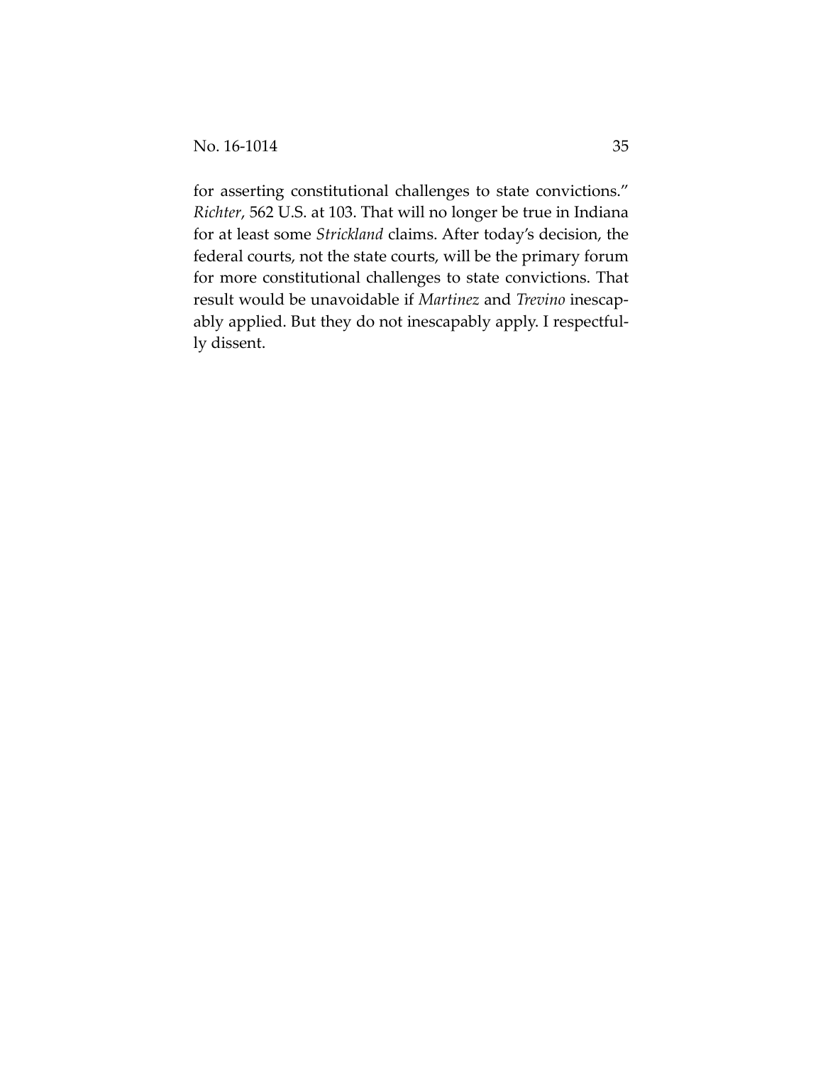for asserting constitutional challenges to state convictions." *Richter*, 562 U.S. at 103. That will no longer be true in Indiana for at least some *Strickland* claims. After today's decision, the federal courts, not the state courts, will be the primary forum for more constitutional challenges to state convictions. That result would be unavoidable if *Martinez* and *Trevino* inescapably applied. But they do not inescapably apply. I respectfully dissent.